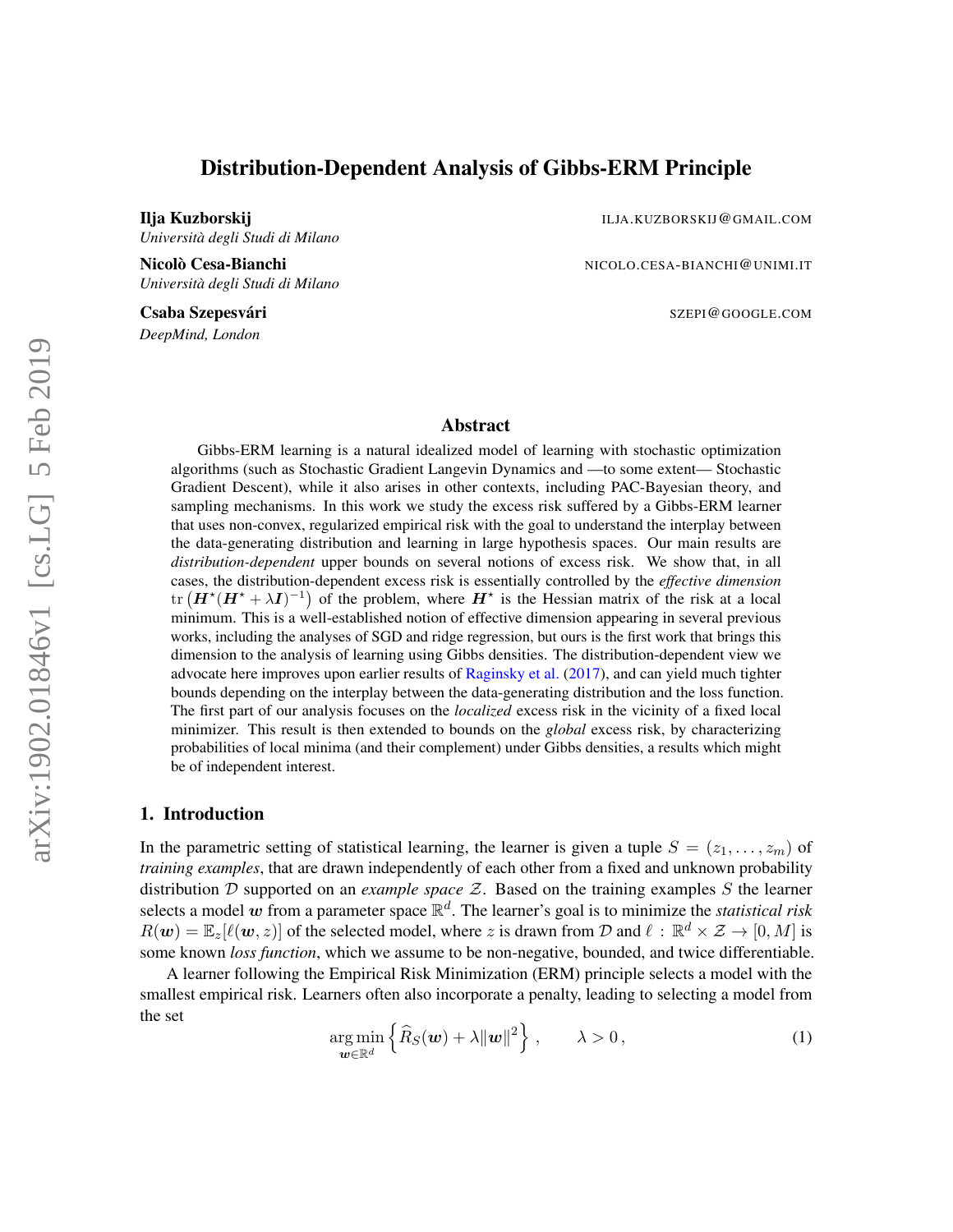# Distribution-Dependent Analysis of Gibbs-ERM Principle

**Ilja Kuzborskij** ILJA.KUZBORSKIJ@GMAIL.COM
*Università degli Studi di Milano*

**Nicolò Cesa-Bianchi** NICOLO.CESA-BIANCHI@UNIMI.IT
*Università degli Studi di Milano*

**Csaba Szepesvári** SZEPI@GOOGLE.COM
*DeepMind, London*

## Abstract

Gibbs-ERM learning is a natural idealized model of learning with stochastic optimization algorithms (such as Stochastic Gradient Langevin Dynamics and —to some extent— Stochastic Gradient Descent), while it also arises in other contexts, including PAC-Bayesian theory, and sampling mechanisms. In this work we study the excess risk suffered by a Gibbs-ERM learner that uses non-convex, regularized empirical risk with the goal to understand the interplay between the data-generating distribution and learning in large hypothesis spaces. Our main results are *distribution-dependent* upper bounds on several notions of excess risk. We show that, in all cases, the distribution-dependent excess risk is essentially controlled by the *effective dimension* $\operatorname{tr}\left(\boldsymbol{H}^\star(\boldsymbol{H}^\star + \lambda \boldsymbol{I})^{-1}\right)$ of the problem, where $\boldsymbol{H}^\star$ is the Hessian matrix of the risk at a local minimum. This is a well-established notion of effective dimension appearing in several previous works, including the analyses of SGD and ridge regression, but ours is the first work that brings this dimension to the analysis of learning using Gibbs densities. The distribution-dependent view we advocate here improves upon earlier results of Raginsky et al. (2017), and can yield much tighter bounds depending on the interplay between the data-generating distribution and the loss function. The first part of our analysis focuses on the *localized* excess risk in the vicinity of a fixed local minimizer. This result is then extended to bounds on the *global* excess risk, by characterizing probabilities of local minima (and their complement) under Gibbs densities, a results which might be of independent interest.

## 1. Introduction

In the parametric setting of statistical learning, the learner is given a tuple $S = (z_1, \dots, z_m)$ of *training examples*, that are drawn independently of each other from a fixed and unknown probability distribution $\mathcal{D}$ supported on an *example space* $\mathcal{Z}$. Based on the training examples $S$ the learner selects a model $\boldsymbol{w}$ from a parameter space $\mathbb{R}^d$. The learner's goal is to minimize the *statistical risk* $R(\boldsymbol{w}) = \mathbb{E}_z[\ell(\boldsymbol{w}, z)]$ of the selected model, where $z$ is drawn from $\mathcal{D}$ and $\ell : \mathbb{R}^d \times \mathcal{Z} \to [0, M]$ is some known *loss function*, which we assume to be non-negative, bounded, and twice differentiable.

A learner following the Empirical Risk Minimization (ERM) principle selects a model with the smallest empirical risk. Learners often also incorporate a penalty, leading to selecting a model from the set

$$\underset{\boldsymbol{w} \in \mathbb{R}^d}{\arg\min} \left\{ \widehat{R}_S(\boldsymbol{w}) + \lambda \|\boldsymbol{w}\|^2 \right\}, \qquad \lambda > 0, \tag{1}$$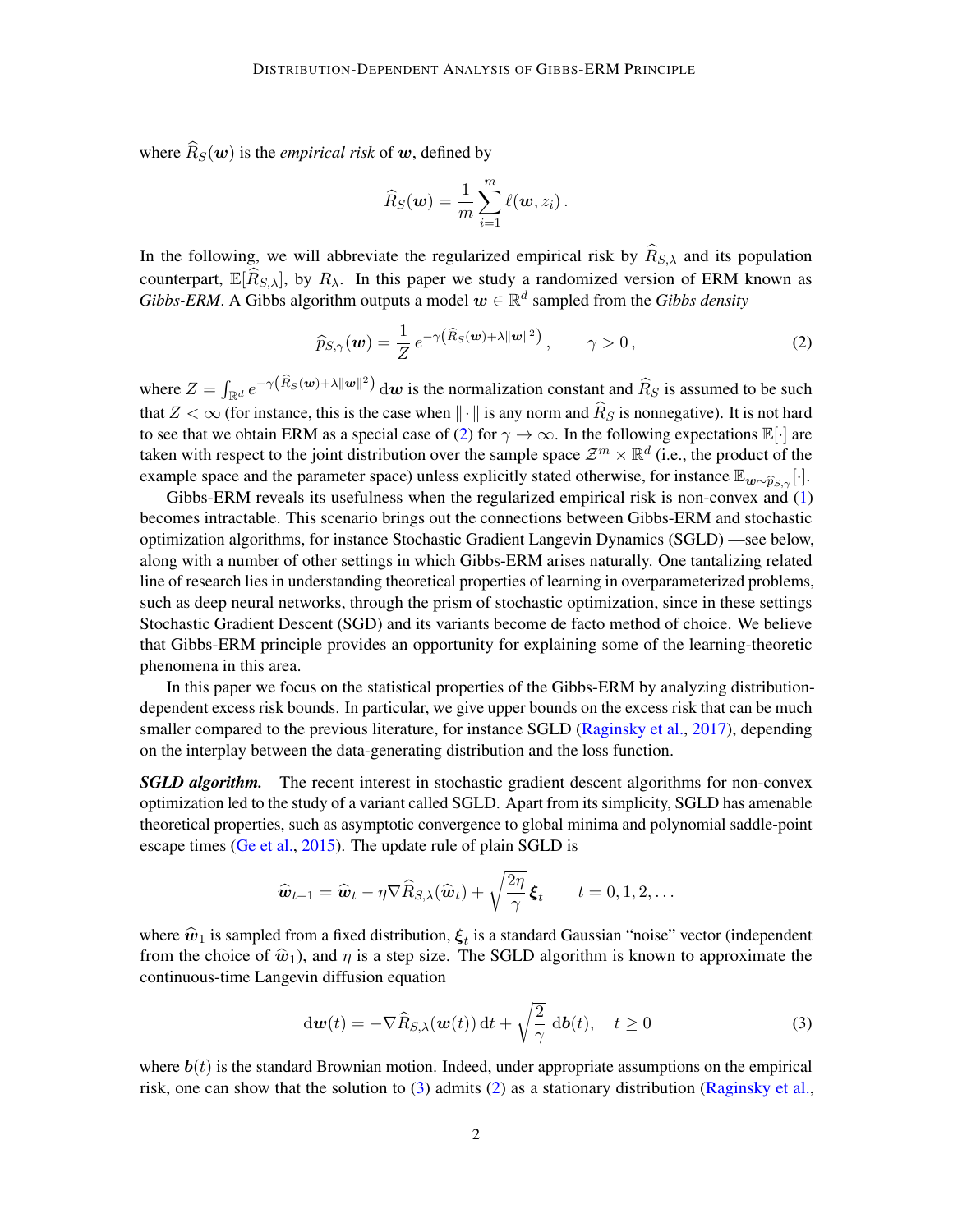where $\widehat{R}_S(\boldsymbol{w})$ is the *empirical risk* of $\boldsymbol{w}$, defined by

$$\widehat{R}_S(\boldsymbol{w}) = \frac{1}{m}\sum_{i=1}^{m} \ell(\boldsymbol{w}, z_i)\,.$$

In the following, we will abbreviate the regularized empirical risk by $\widehat{R}_{S,\lambda}$ and its population counterpart, $\mathbb{E}[\widehat{R}_{S,\lambda}]$, by $R_\lambda$. In this paper we study a randomized version of ERM known as *Gibbs-ERM*. A Gibbs algorithm outputs a model $\boldsymbol{w} \in \mathbb{R}^d$ sampled from the *Gibbs density*

$$\widehat{p}_{S,\gamma}(\boldsymbol{w}) = \frac{1}{Z}\, e^{-\gamma\left(\widehat{R}_S(\boldsymbol{w}) + \lambda\|\boldsymbol{w}\|^2\right)}\,, \qquad \gamma > 0\,, \tag{2}$$

where $Z = \int_{\mathbb{R}^d} e^{-\gamma\left(\widehat{R}_S(\boldsymbol{w}) + \lambda\|\boldsymbol{w}\|^2\right)}\, \mathrm{d}\boldsymbol{w}$ is the normalization constant and $\widehat{R}_S$ is assumed to be such that $Z < \infty$ (for instance, this is the case when $\|\cdot\|$ is any norm and $\widehat{R}_S$ is nonnegative). It is not hard to see that we obtain ERM as a special case of (2) for $\gamma \to \infty$. In the following expectations $\mathbb{E}[\cdot]$ are taken with respect to the joint distribution over the sample space $\mathcal{Z}^m \times \mathbb{R}^d$ (i.e., the product of the example space and the parameter space) unless explicitly stated otherwise, for instance $\mathbb{E}_{\boldsymbol{w} \sim \widehat{p}_{S,\gamma}}[\cdot]$.

Gibbs-ERM reveals its usefulness when the regularized empirical risk is non-convex and (1) becomes intractable. This scenario brings out the connections between Gibbs-ERM and stochastic optimization algorithms, for instance Stochastic Gradient Langevin Dynamics (SGLD) —see below, along with a number of other settings in which Gibbs-ERM arises naturally. One tantalizing related line of research lies in understanding theoretical properties of learning in overparameterized problems, such as deep neural networks, through the prism of stochastic optimization, since in these settings Stochastic Gradient Descent (SGD) and its variants become de facto method of choice. We believe that Gibbs-ERM principle provides an opportunity for explaining some of the learning-theoretic phenomena in this area.

In this paper we focus on the statistical properties of the Gibbs-ERM by analyzing distribution-dependent excess risk bounds. In particular, we give upper bounds on the excess risk that can be much smaller compared to the previous literature, for instance SGLD (Raginsky et al., 2017), depending on the interplay between the data-generating distribution and the loss function.

***SGLD algorithm.*** The recent interest in stochastic gradient descent algorithms for non-convex optimization led to the study of a variant called SGLD. Apart from its simplicity, SGLD has amenable theoretical properties, such as asymptotic convergence to global minima and polynomial saddle-point escape times (Ge et al., 2015). The update rule of plain SGLD is

$$\widehat{\boldsymbol{w}}_{t+1} = \widehat{\boldsymbol{w}}_t - \eta\nabla\widehat{R}_{S,\lambda}(\widehat{\boldsymbol{w}}_t) + \sqrt{\frac{2\eta}{\gamma}}\,\boldsymbol{\xi}_t \qquad t = 0, 1, 2, \dots$$

where $\widehat{\boldsymbol{w}}_1$ is sampled from a fixed distribution, $\boldsymbol{\xi}_t$ is a standard Gaussian "noise" vector (independent from the choice of $\widehat{\boldsymbol{w}}_1$), and $\eta$ is a step size. The SGLD algorithm is known to approximate the continuous-time Langevin diffusion equation

$$\mathrm{d}\boldsymbol{w}(t) = -\nabla\widehat{R}_{S,\lambda}(\boldsymbol{w}(t))\,\mathrm{d}t + \sqrt{\frac{2}{\gamma}}\,\mathrm{d}\boldsymbol{b}(t), \quad t \geq 0 \tag{3}$$

where $\boldsymbol{b}(t)$ is the standard Brownian motion. Indeed, under appropriate assumptions on the empirical risk, one can show that the solution to (3) admits (2) as a stationary distribution (Raginsky et al.,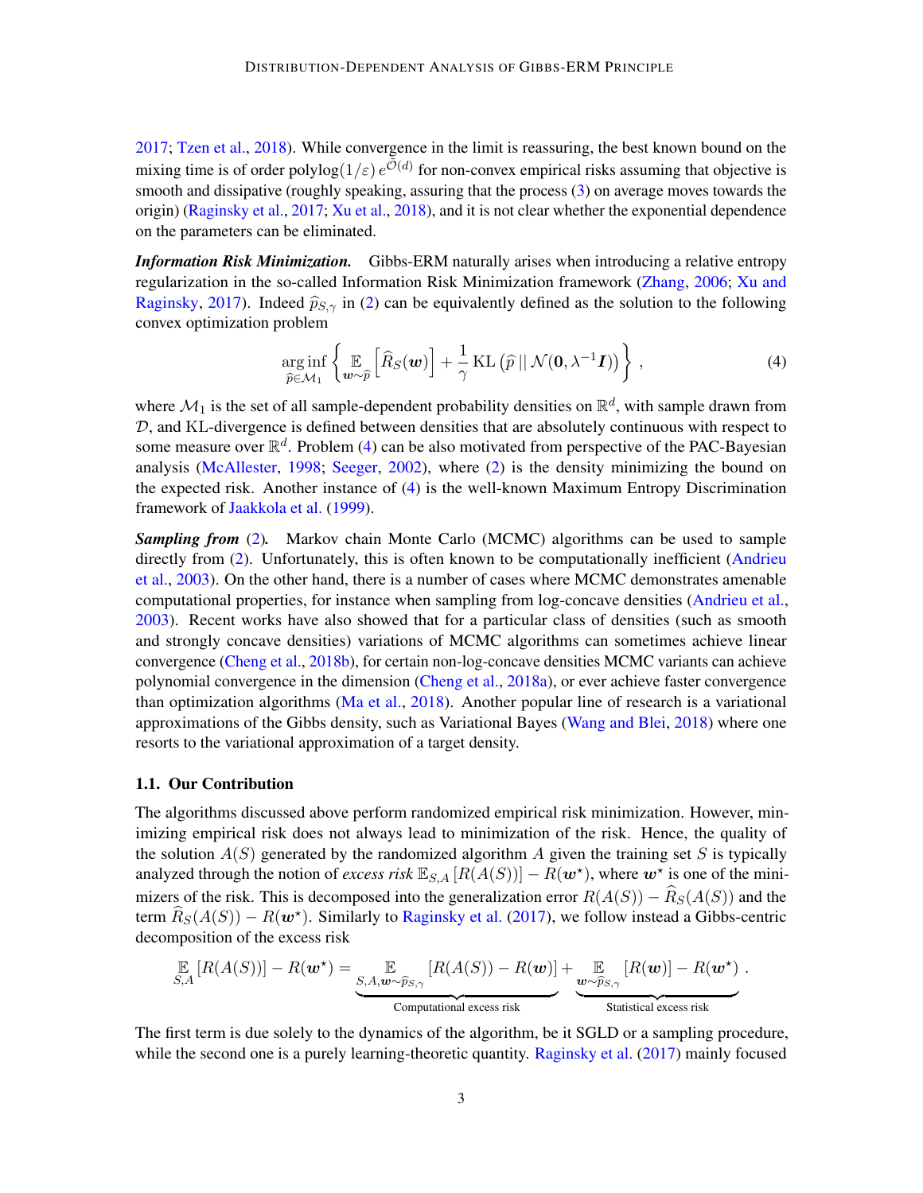2017; Tzen et al., 2018). While convergence in the limit is reassuring, the best known bound on the mixing time is of order $\mathrm{polylog}(1/\varepsilon)\, e^{\widetilde{\mathcal{O}}(d)}$ for non-convex empirical risks assuming that objective is smooth and dissipative (roughly speaking, assuring that the process (3) on average moves towards the origin) (Raginsky et al., 2017; Xu et al., 2018), and it is not clear whether the exponential dependence on the parameters can be eliminated.

***Information Risk Minimization.*** Gibbs-ERM naturally arises when introducing a relative entropy regularization in the so-called Information Risk Minimization framework (Zhang, 2006; Xu and Raginsky, 2017). Indeed $\widehat{p}_{S,\gamma}$ in (2) can be equivalently defined as the solution to the following convex optimization problem

$$
\underset{\widehat{p} \in \mathcal{M}_1}{\arg\inf} \left\{ \mathop{\mathbb{E}}_{\boldsymbol{w} \sim \widehat{p}} \left[ \widehat{R}_S(\boldsymbol{w}) \right] + \frac{1}{\gamma} \operatorname{KL}\left( \widehat{p} \,||\, \mathcal{N}(\boldsymbol{0}, \lambda^{-1} \boldsymbol{I}) \right) \right\} , \tag{4}
$$

where $\mathcal{M}_1$ is the set of all sample-dependent probability densities on $\mathbb{R}^d$, with sample drawn from $\mathcal{D}$, and KL-divergence is defined between densities that are absolutely continuous with respect to some measure over $\mathbb{R}^d$. Problem (4) can be also motivated from perspective of the PAC-Bayesian analysis (McAllester, 1998; Seeger, 2002), where (2) is the density minimizing the bound on the expected risk. Another instance of (4) is the well-known Maximum Entropy Discrimination framework of Jaakkola et al. (1999).

***Sampling from (2).*** Markov chain Monte Carlo (MCMC) algorithms can be used to sample directly from (2). Unfortunately, this is often known to be computationally inefficient (Andrieu et al., 2003). On the other hand, there is a number of cases where MCMC demonstrates amenable computational properties, for instance when sampling from log-concave densities (Andrieu et al., 2003). Recent works have also showed that for a particular class of densities (such as smooth and strongly concave densities) variations of MCMC algorithms can sometimes achieve linear convergence (Cheng et al., 2018b), for certain non-log-concave densities MCMC variants can achieve polynomial convergence in the dimension (Cheng et al., 2018a), or ever achieve faster convergence than optimization algorithms (Ma et al., 2018). Another popular line of research is a variational approximations of the Gibbs density, such as Variational Bayes (Wang and Blei, 2018) where one resorts to the variational approximation of a target density.

### 1.1. Our Contribution

The algorithms discussed above perform randomized empirical risk minimization. However, minimizing empirical risk does not always lead to minimization of the risk. Hence, the quality of the solution $A(S)$ generated by the randomized algorithm $A$ given the training set $S$ is typically analyzed through the notion of *excess risk* $\mathbb{E}_{S,A}\left[R(A(S))\right] - R(\boldsymbol{w}^\star)$, where $\boldsymbol{w}^\star$ is one of the minimizers of the risk. This is decomposed into the generalization error $R(A(S)) - \widehat{R}_S(A(S))$ and the term $\widehat{R}_S(A(S)) - R(\boldsymbol{w}^\star)$. Similarly to Raginsky et al. (2017), we follow instead a Gibbs-centric decomposition of the excess risk

$$
\mathop{\mathbb{E}}_{S,A}\left[R(A(S))\right] - R(\boldsymbol{w}^\star) = \underbrace{\mathop{\mathbb{E}}_{S,A,\boldsymbol{w} \sim \widehat{p}_{S,\gamma}} \left[R(A(S)) - R(\boldsymbol{w})\right]}_{\text{Computational excess risk}} + \underbrace{\mathop{\mathbb{E}}_{\boldsymbol{w} \sim \widehat{p}_{S,\gamma}} \left[R(\boldsymbol{w})\right] - R(\boldsymbol{w}^\star)}_{\text{Statistical excess risk}} .
$$

The first term is due solely to the dynamics of the algorithm, be it SGLD or a sampling procedure, while the second one is a purely learning-theoretic quantity. Raginsky et al. (2017) mainly focused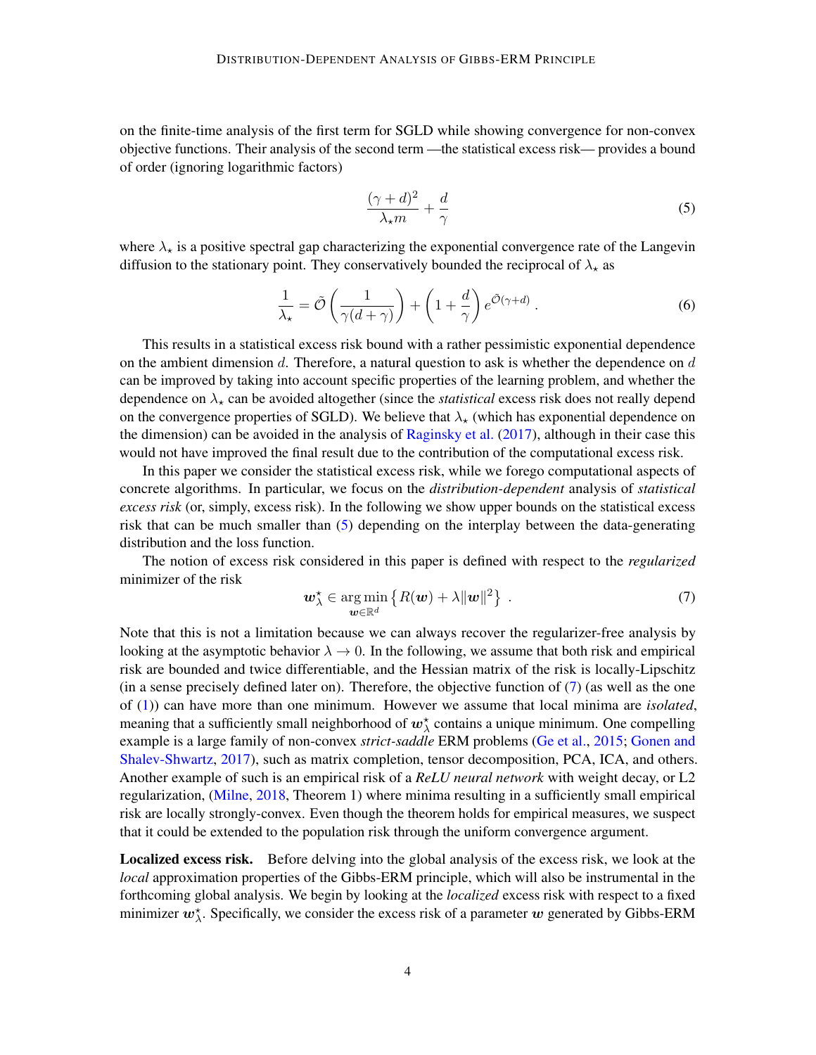on the finite-time analysis of the first term for SGLD while showing convergence for non-convex objective functions. Their analysis of the second term —the statistical excess risk— provides a bound of order (ignoring logarithmic factors)

$$\frac{(\gamma + d)^2}{\lambda_\star m} + \frac{d}{\gamma} \tag{5}$$

where $\lambda_\star$ is a positive spectral gap characterizing the exponential convergence rate of the Langevin diffusion to the stationary point. They conservatively bounded the reciprocal of $\lambda_\star$ as

$$\frac{1}{\lambda_\star} = \tilde{\mathcal{O}}\left(\frac{1}{\gamma(d+\gamma)}\right) + \left(1 + \frac{d}{\gamma}\right) e^{\tilde{\mathcal{O}}(\gamma + d)} \,. \tag{6}$$

This results in a statistical excess risk bound with a rather pessimistic exponential dependence on the ambient dimension $d$. Therefore, a natural question to ask is whether the dependence on $d$ can be improved by taking into account specific properties of the learning problem, and whether the dependence on $\lambda_\star$ can be avoided altogether (since the *statistical* excess risk does not really depend on the convergence properties of SGLD). We believe that $\lambda_\star$ (which has exponential dependence on the dimension) can be avoided in the analysis of Raginsky et al. (2017), although in their case this would not have improved the final result due to the contribution of the computational excess risk.

In this paper we consider the statistical excess risk, while we forego computational aspects of concrete algorithms. In particular, we focus on the *distribution-dependent* analysis of *statistical excess risk* (or, simply, excess risk). In the following we show upper bounds on the statistical excess risk that can be much smaller than (5) depending on the interplay between the data-generating distribution and the loss function.

The notion of excess risk considered in this paper is defined with respect to the *regularized* minimizer of the risk

$$\boldsymbol{w}_\lambda^\star \in \operatorname*{arg\,min}_{\boldsymbol{w} \in \mathbb{R}^d} \left\{ R(\boldsymbol{w}) + \lambda \|\boldsymbol{w}\|^2 \right\} \,. \tag{7}$$

Note that this is not a limitation because we can always recover the regularizer-free analysis by looking at the asymptotic behavior $\lambda \to 0$. In the following, we assume that both risk and empirical risk are bounded and twice differentiable, and the Hessian matrix of the risk is locally-Lipschitz (in a sense precisely defined later on). Therefore, the objective function of (7) (as well as the one of (1)) can have more than one minimum. However we assume that local minima are *isolated*, meaning that a sufficiently small neighborhood of $\boldsymbol{w}_\lambda^\star$ contains a unique minimum. One compelling example is a large family of non-convex *strict-saddle* ERM problems (Ge et al., 2015; Gonen and Shalev-Shwartz, 2017), such as matrix completion, tensor decomposition, PCA, ICA, and others. Another example of such is an empirical risk of a *ReLU neural network* with weight decay, or L2 regularization, (Milne, 2018, Theorem 1) where minima resulting in a sufficiently small empirical risk are locally strongly-convex. Even though the theorem holds for empirical measures, we suspect that it could be extended to the population risk through the uniform convergence argument.

**Localized excess risk.** Before delving into the global analysis of the excess risk, we look at the *local* approximation properties of the Gibbs-ERM principle, which will also be instrumental in the forthcoming global analysis. We begin by looking at the *localized* excess risk with respect to a fixed minimizer $\boldsymbol{w}_\lambda^\star$. Specifically, we consider the excess risk of a parameter $\boldsymbol{w}$ generated by Gibbs-ERM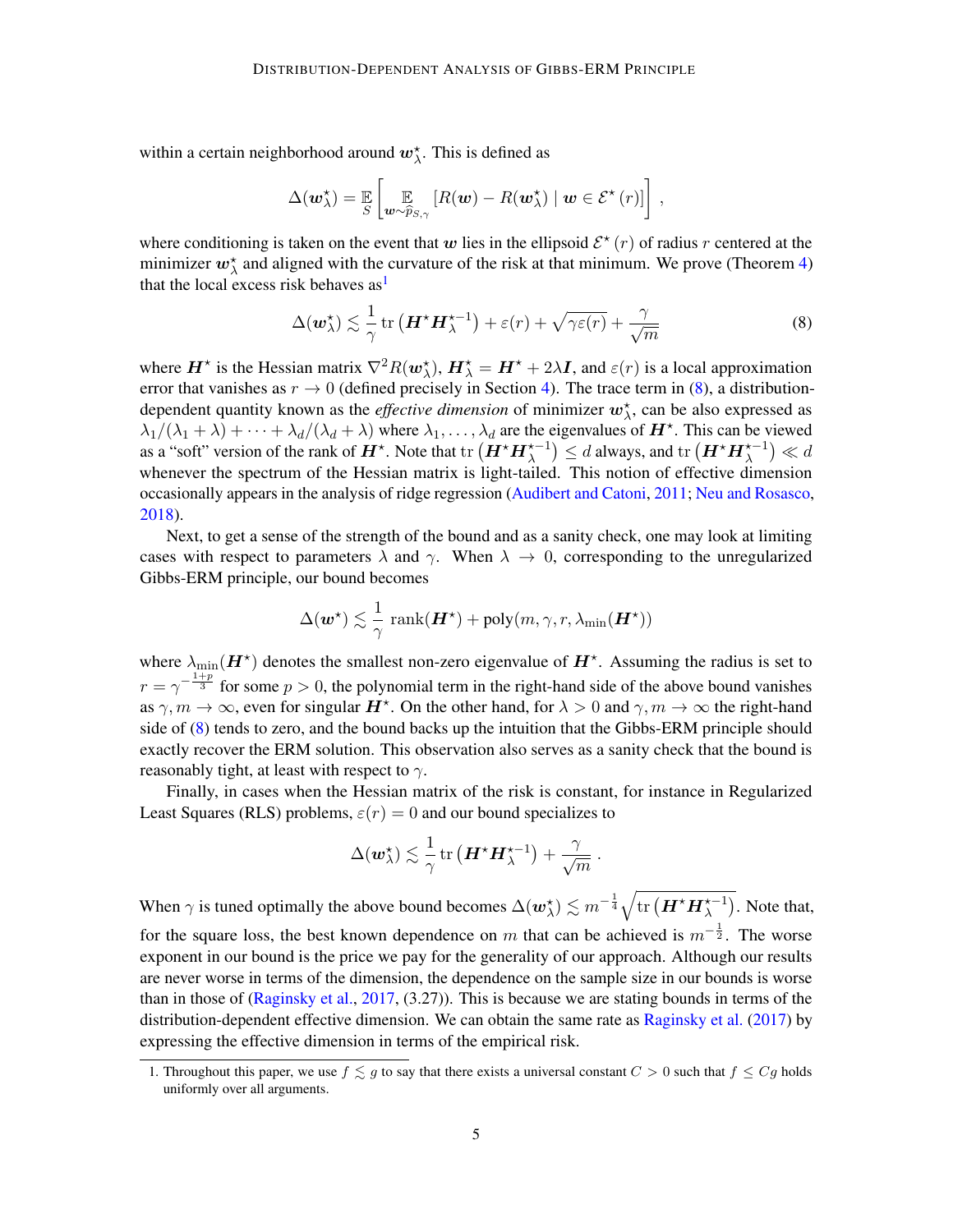within a certain neighborhood around $\boldsymbol{w}_\lambda^\star$. This is defined as

$$\Delta(\boldsymbol{w}_\lambda^\star) = \mathbb{E}_S \left[ \mathbb{E}_{\boldsymbol{w} \sim \widehat{p}_{S,\gamma}} \left[ R(\boldsymbol{w}) - R(\boldsymbol{w}_\lambda^\star) \mid \boldsymbol{w} \in \mathcal{E}^\star(r) \right] \right] ,$$

where conditioning is taken on the event that $\boldsymbol{w}$ lies in the ellipsoid $\mathcal{E}^\star(r)$ of radius $r$ centered at the minimizer $\boldsymbol{w}_\lambda^\star$ and aligned with the curvature of the risk at that minimum. We prove (Theorem 4) that the local excess risk behaves as[1]

$$\Delta(\boldsymbol{w}_\lambda^\star) \lesssim \frac{1}{\gamma} \operatorname{tr}\left(\boldsymbol{H}^\star \boldsymbol{H}_\lambda^{\star -1}\right) + \varepsilon(r) + \sqrt{\gamma \varepsilon(r)} + \frac{\gamma}{\sqrt{m}} \tag{8}$$

where $\boldsymbol{H}^\star$ is the Hessian matrix $\nabla^2 R(\boldsymbol{w}_\lambda^\star)$, $\boldsymbol{H}_\lambda^\star = \boldsymbol{H}^\star + 2\lambda \boldsymbol{I}$, and $\varepsilon(r)$ is a local approximation error that vanishes as $r \to 0$ (defined precisely in Section 4). The trace term in (8), a distribution-dependent quantity known as the *effective dimension* of minimizer $\boldsymbol{w}_\lambda^\star$, can be also expressed as $\lambda_1/(\lambda_1 + \lambda) + \cdots + \lambda_d/(\lambda_d + \lambda)$ where $\lambda_1, \ldots, \lambda_d$ are the eigenvalues of $\boldsymbol{H}^\star$. This can be viewed as a "soft" version of the rank of $\boldsymbol{H}^\star$. Note that $\operatorname{tr}\left(\boldsymbol{H}^\star \boldsymbol{H}_\lambda^{\star -1}\right) \leq d$ always, and $\operatorname{tr}\left(\boldsymbol{H}^\star \boldsymbol{H}_\lambda^{\star -1}\right) \ll d$ whenever the spectrum of the Hessian matrix is light-tailed. This notion of effective dimension occasionally appears in the analysis of ridge regression (Audibert and Catoni, 2011; Neu and Rosasco, 2018).

Next, to get a sense of the strength of the bound and as a sanity check, one may look at limiting cases with respect to parameters $\lambda$ and $\gamma$. When $\lambda \to 0$, corresponding to the unregularized Gibbs-ERM principle, our bound becomes

$$\Delta(\boldsymbol{w}^\star) \lesssim \frac{1}{\gamma} \operatorname{rank}(\boldsymbol{H}^\star) + \operatorname{poly}(m, \gamma, r, \lambda_{\min}(\boldsymbol{H}^\star))$$

where $\lambda_{\min}(\boldsymbol{H}^\star)$ denotes the smallest non-zero eigenvalue of $\boldsymbol{H}^\star$. Assuming the radius is set to $r = \gamma^{-\frac{1+p}{3}}$ for some $p > 0$, the polynomial term in the right-hand side of the above bound vanishes as $\gamma, m \to \infty$, even for singular $\boldsymbol{H}^\star$. On the other hand, for $\lambda > 0$ and $\gamma, m \to \infty$ the right-hand side of (8) tends to zero, and the bound backs up the intuition that the Gibbs-ERM principle should exactly recover the ERM solution. This observation also serves as a sanity check that the bound is reasonably tight, at least with respect to $\gamma$.

Finally, in cases when the Hessian matrix of the risk is constant, for instance in Regularized Least Squares (RLS) problems, $\varepsilon(r) = 0$ and our bound specializes to

$$\Delta(\boldsymbol{w}_\lambda^\star) \lesssim \frac{1}{\gamma} \operatorname{tr}\left(\boldsymbol{H}^\star \boldsymbol{H}_\lambda^{\star -1}\right) + \frac{\gamma}{\sqrt{m}} .$$

When $\gamma$ is tuned optimally the above bound becomes $\Delta(\boldsymbol{w}_\lambda^\star) \lesssim m^{-\frac{1}{4}} \sqrt{\operatorname{tr}\left(\boldsymbol{H}^\star \boldsymbol{H}_\lambda^{\star -1}\right)}$. Note that, for the square loss, the best known dependence on $m$ that can be achieved is $m^{-\frac{1}{2}}$. The worse exponent in our bound is the price we pay for the generality of our approach. Although our results are never worse in terms of the dimension, the dependence on the sample size in our bounds is worse than in those of (Raginsky et al., 2017, (3.27)). This is because we are stating bounds in terms of the distribution-dependent effective dimension. We can obtain the same rate as Raginsky et al. (2017) by expressing the effective dimension in terms of the empirical risk.

[1] Throughout this paper, we use $f \lesssim g$ to say that there exists a universal constant $C > 0$ such that $f \leq Cg$ holds uniformly over all arguments.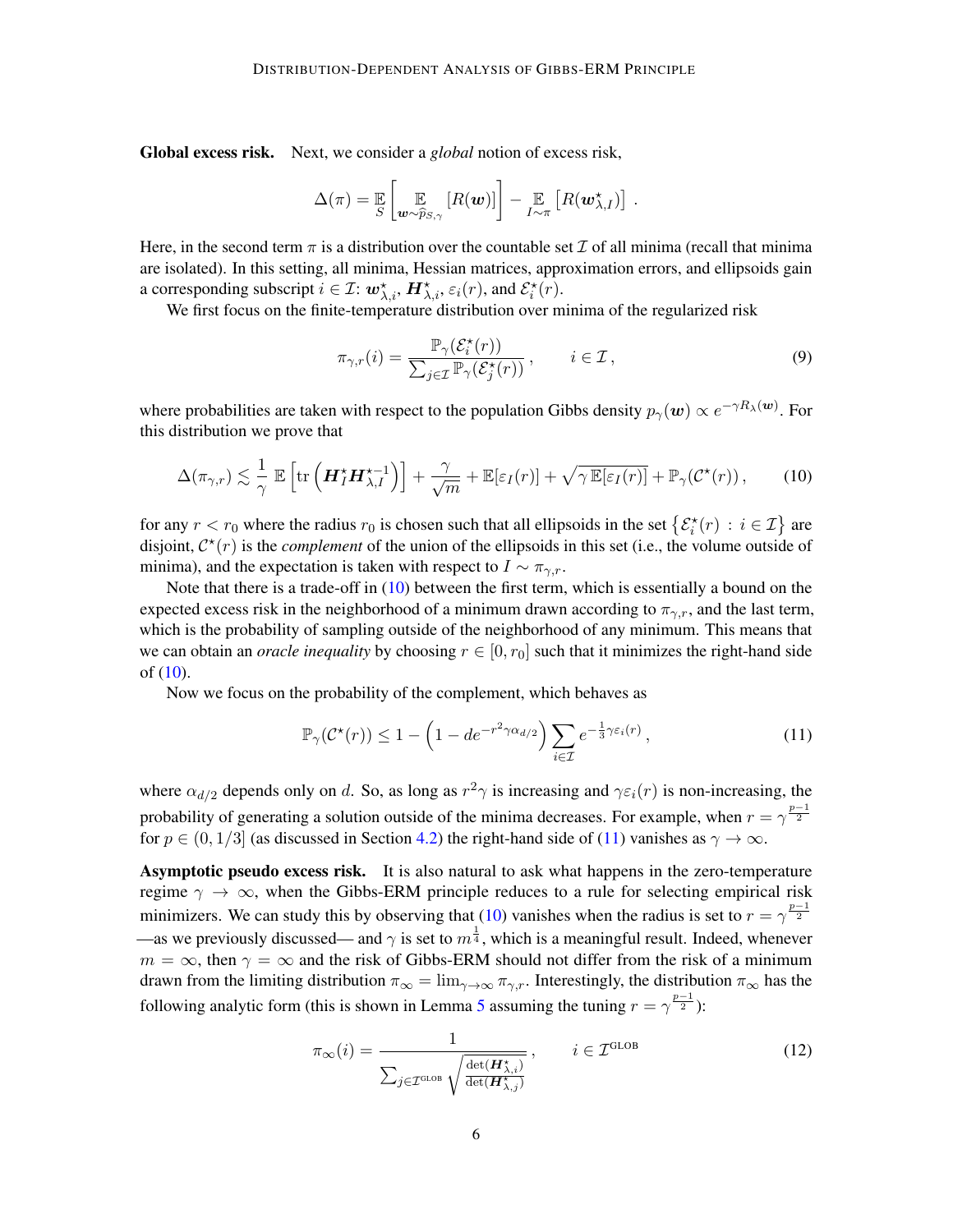**Global excess risk.** Next, we consider a *global* notion of excess risk,

$$\Delta(\pi) = \mathop{\mathbb{E}}_{S}\left[\mathop{\mathbb{E}}_{\boldsymbol{w}\sim\widehat{p}_{S,\gamma}}[R(\boldsymbol{w})]\right] - \mathop{\mathbb{E}}_{I\sim\pi}\left[R(\boldsymbol{w}^\star_{\lambda,I})\right] .$$

Here, in the second term $\pi$ is a distribution over the countable set $\mathcal{I}$ of all minima (recall that minima are isolated). In this setting, all minima, Hessian matrices, approximation errors, and ellipsoids gain a corresponding subscript $i \in \mathcal{I}$: $\boldsymbol{w}^\star_{\lambda,i}$, $\boldsymbol{H}^\star_{\lambda,i}$, $\varepsilon_i(r)$, and $\mathcal{E}^\star_i(r)$.

We first focus on the finite-temperature distribution over minima of the regularized risk

$$\pi_{\gamma,r}(i) = \frac{\mathbb{P}_\gamma(\mathcal{E}^\star_i(r))}{\sum_{j\in\mathcal{I}}\mathbb{P}_\gamma(\mathcal{E}^\star_j(r))}\,, \qquad i \in \mathcal{I}\,, \tag{9}$$

where probabilities are taken with respect to the population Gibbs density $p_\gamma(\boldsymbol{w}) \propto e^{-\gamma R_\lambda(\boldsymbol{w})}$. For this distribution we prove that

$$\Delta(\pi_{\gamma,r}) \lesssim \frac{1}{\gamma}\,\mathbb{E}\left[\operatorname{tr}\left(\boldsymbol{H}^\star_I \boldsymbol{H}^{\star-1}_{\lambda,I}\right)\right] + \frac{\gamma}{\sqrt{m}} + \mathbb{E}[\varepsilon_I(r)] + \sqrt{\gamma\,\mathbb{E}[\varepsilon_I(r)]} + \mathbb{P}_\gamma(\mathcal{C}^\star(r))\,, \tag{10}$$

for any $r < r_0$ where the radius $r_0$ is chosen such that all ellipsoids in the set $\left\{\mathcal{E}^\star_i(r) \,:\, i \in \mathcal{I}\right\}$ are disjoint, $\mathcal{C}^\star(r)$ is the *complement* of the union of the ellipsoids in this set (i.e., the volume outside of minima), and the expectation is taken with respect to $I \sim \pi_{\gamma,r}$.

Note that there is a trade-off in (10) between the first term, which is essentially a bound on the expected excess risk in the neighborhood of a minimum drawn according to $\pi_{\gamma,r}$, and the last term, which is the probability of sampling outside of the neighborhood of any minimum. This means that we can obtain an *oracle inequality* by choosing $r \in [0, r_0]$ such that it minimizes the right-hand side of (10).

Now we focus on the probability of the complement, which behaves as

$$\mathbb{P}_\gamma(\mathcal{C}^\star(r)) \le 1 - \left(1 - d e^{-r^2\gamma\alpha_{d/2}}\right)\sum_{i\in\mathcal{I}} e^{-\frac{1}{3}\gamma\varepsilon_i(r)}\,, \tag{11}$$

where $\alpha_{d/2}$ depends only on $d$. So, as long as $r^2\gamma$ is increasing and $\gamma\varepsilon_i(r)$ is non-increasing, the probability of generating a solution outside of the minima decreases. For example, when $r = \gamma^{\frac{p-1}{2}}$ for $p \in (0, 1/3]$ (as discussed in Section 4.2) the right-hand side of (11) vanishes as $\gamma \to \infty$.

**Asymptotic pseudo excess risk.** It is also natural to ask what happens in the zero-temperature regime $\gamma \to \infty$, when the Gibbs-ERM principle reduces to a rule for selecting empirical risk minimizers. We can study this by observing that (10) vanishes when the radius is set to $r = \gamma^{\frac{p-1}{2}}$ —as we previously discussed— and $\gamma$ is set to $m^{\frac{1}{4}}$, which is a meaningful result. Indeed, whenever $m = \infty$, then $\gamma = \infty$ and the risk of Gibbs-ERM should not differ from the risk of a minimum drawn from the limiting distribution $\pi_\infty = \lim_{\gamma\to\infty}\pi_{\gamma,r}$. Interestingly, the distribution $\pi_\infty$ has the following analytic form (this is shown in Lemma 5 assuming the tuning $r = \gamma^{\frac{p-1}{2}}$):

$$\pi_\infty(i) = \frac{1}{\sum_{j\in\mathcal{I}^{\text{GLOB}}}\sqrt{\frac{\det(\boldsymbol{H}^\star_{\lambda,i})}{\det(\boldsymbol{H}^\star_{\lambda,j})}}}\,, \qquad i \in \mathcal{I}^{\text{GLOB}} \tag{12}$$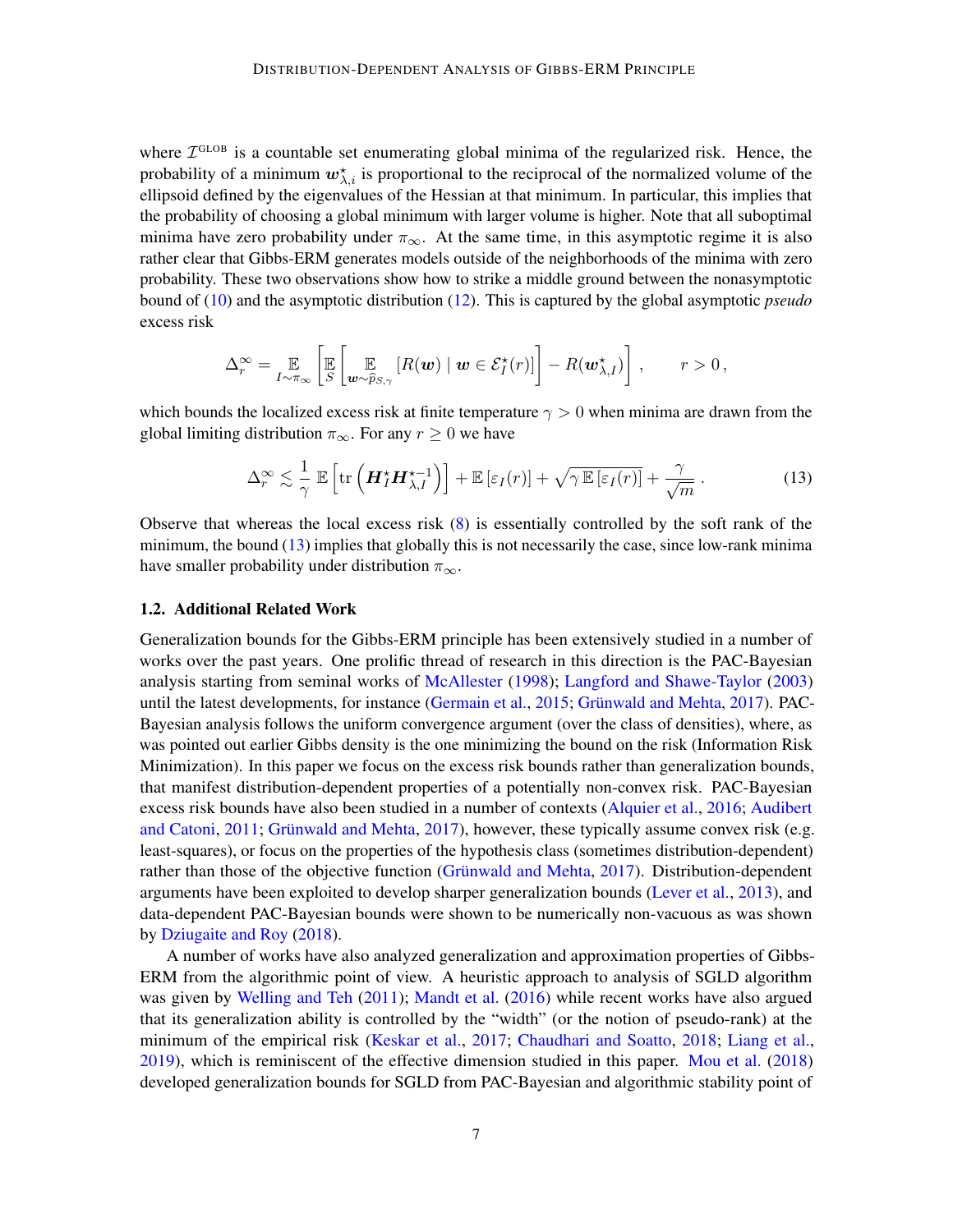where $\mathcal{I}^{\text{GLOB}}$ is a countable set enumerating global minima of the regularized risk. Hence, the probability of a minimum $\boldsymbol{w}^\star_{\lambda,i}$ is proportional to the reciprocal of the normalized volume of the ellipsoid defined by the eigenvalues of the Hessian at that minimum. In particular, this implies that the probability of choosing a global minimum with larger volume is higher. Note that all suboptimal minima have zero probability under $\pi_\infty$. At the same time, in this asymptotic regime it is also rather clear that Gibbs-ERM generates models outside of the neighborhoods of the minima with zero probability. These two observations show how to strike a middle ground between the nonasymptotic bound of (10) and the asymptotic distribution (12). This is captured by the global asymptotic *pseudo* excess risk

$$\Delta_r^\infty = \mathop{\mathbb{E}}_{I \sim \pi_\infty}\left[\mathop{\mathbb{E}}_{S}\left[\mathop{\mathbb{E}}_{\boldsymbol{w}\sim\widehat{p}_{S,\gamma}}\left[R(\boldsymbol{w}) \mid \boldsymbol{w} \in \mathcal{E}_I^\star(r)\right]\right] - R(\boldsymbol{w}^\star_{\lambda,I})\right], \qquad r > 0\,,$$

which bounds the localized excess risk at finite temperature $\gamma > 0$ when minima are drawn from the global limiting distribution $\pi_\infty$. For any $r \geq 0$ we have

$$\Delta_r^\infty \lesssim \frac{1}{\gamma}\,\mathbb{E}\left[\operatorname{tr}\left(\boldsymbol{H}_I^\star \boldsymbol{H}_{\lambda,I}^{\star-1}\right)\right] + \mathbb{E}\left[\varepsilon_I(r)\right] + \sqrt{\gamma\,\mathbb{E}\left[\varepsilon_I(r)\right]} + \frac{\gamma}{\sqrt{m}}\,. \tag{13}$$

Observe that whereas the local excess risk (8) is essentially controlled by the soft rank of the minimum, the bound (13) implies that globally this is not necessarily the case, since low-rank minima have smaller probability under distribution $\pi_\infty$.

### 1.2. Additional Related Work

Generalization bounds for the Gibbs-ERM principle has been extensively studied in a number of works over the past years. One prolific thread of research in this direction is the PAC-Bayesian analysis starting from seminal works of McAllester (1998); Langford and Shawe-Taylor (2003) until the latest developments, for instance (Germain et al., 2015; Grünwald and Mehta, 2017). PAC-Bayesian analysis follows the uniform convergence argument (over the class of densities), where, as was pointed out earlier Gibbs density is the one minimizing the bound on the risk (Information Risk Minimization). In this paper we focus on the excess risk bounds rather than generalization bounds, that manifest distribution-dependent properties of a potentially non-convex risk. PAC-Bayesian excess risk bounds have also been studied in a number of contexts (Alquier et al., 2016; Audibert and Catoni, 2011; Grünwald and Mehta, 2017), however, these typically assume convex risk (e.g. least-squares), or focus on the properties of the hypothesis class (sometimes distribution-dependent) rather than those of the objective function (Grünwald and Mehta, 2017). Distribution-dependent arguments have been exploited to develop sharper generalization bounds (Lever et al., 2013), and data-dependent PAC-Bayesian bounds were shown to be numerically non-vacuous as was shown by Dziugaite and Roy (2018).

A number of works have also analyzed generalization and approximation properties of Gibbs-ERM from the algorithmic point of view. A heuristic approach to analysis of SGLD algorithm was given by Welling and Teh (2011); Mandt et al. (2016) while recent works have also argued that its generalization ability is controlled by the "width" (or the notion of pseudo-rank) at the minimum of the empirical risk (Keskar et al., 2017; Chaudhari and Soatto, 2018; Liang et al., 2019), which is reminiscent of the effective dimension studied in this paper. Mou et al. (2018) developed generalization bounds for SGLD from PAC-Bayesian and algorithmic stability point of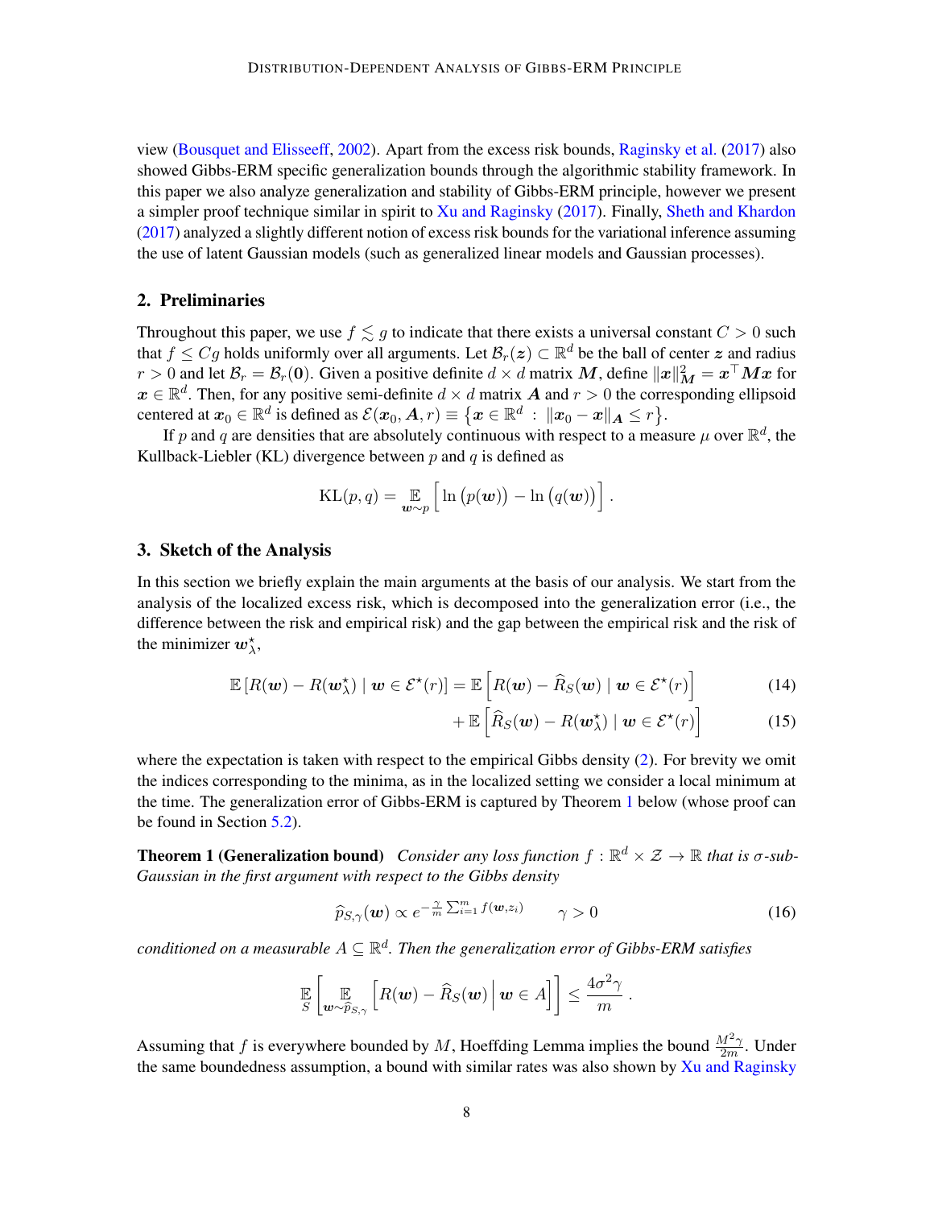view (Bousquet and Elisseeff, 2002). Apart from the excess risk bounds, Raginsky et al. (2017) also showed Gibbs-ERM specific generalization bounds through the algorithmic stability framework. In this paper we also analyze generalization and stability of Gibbs-ERM principle, however we present a simpler proof technique similar in spirit to Xu and Raginsky (2017). Finally, Sheth and Khardon (2017) analyzed a slightly different notion of excess risk bounds for the variational inference assuming the use of latent Gaussian models (such as generalized linear models and Gaussian processes).

## 2. Preliminaries

Throughout this paper, we use $f \lesssim g$ to indicate that there exists a universal constant $C > 0$ such that $f \leq Cg$ holds uniformly over all arguments. Let $\mathcal{B}_r(\boldsymbol{z}) \subset \mathbb{R}^d$ be the ball of center $\boldsymbol{z}$ and radius $r > 0$ and let $\mathcal{B}_r = \mathcal{B}_r(\mathbf{0})$. Given a positive definite $d \times d$ matrix $\boldsymbol{M}$, define $\|\boldsymbol{x}\|_{\boldsymbol{M}}^2 = \boldsymbol{x}^\top \boldsymbol{M} \boldsymbol{x}$ for $\boldsymbol{x} \in \mathbb{R}^d$. Then, for any positive semi-definite $d \times d$ matrix $\boldsymbol{A}$ and $r > 0$ the corresponding ellipsoid centered at $\boldsymbol{x}_0 \in \mathbb{R}^d$ is defined as $\mathcal{E}(\boldsymbol{x}_0, \boldsymbol{A}, r) \equiv \{\boldsymbol{x} \in \mathbb{R}^d \ : \ \|\boldsymbol{x}_0 - \boldsymbol{x}\|_{\boldsymbol{A}} \leq r\}$.

If $p$ and $q$ are densities that are absolutely continuous with respect to a measure $\mu$ over $\mathbb{R}^d$, the Kullback-Liebler (KL) divergence between $p$ and $q$ is defined as

$$
\mathrm{KL}(p, q) = \mathop{\mathbb{E}}_{\boldsymbol{w} \sim p} \left[ \ln\big(p(\boldsymbol{w})\big) - \ln\big(q(\boldsymbol{w})\big) \right].
$$

## 3. Sketch of the Analysis

In this section we briefly explain the main arguments at the basis of our analysis. We start from the analysis of the localized excess risk, which is decomposed into the generalization error (i.e., the difference between the risk and empirical risk) and the gap between the empirical risk and the risk of the minimizer $\boldsymbol{w}_\lambda^\star$,

$$
\mathbb{E}\left[R(\boldsymbol{w}) - R(\boldsymbol{w}_\lambda^\star) \mid \boldsymbol{w} \in \mathcal{E}^\star(r)\right] = \mathbb{E}\left[R(\boldsymbol{w}) - \widehat{R}_S(\boldsymbol{w}) \mid \boldsymbol{w} \in \mathcal{E}^\star(r)\right] \tag{14}
$$

$$
+ \, \mathbb{E}\left[\widehat{R}_S(\boldsymbol{w}) - R(\boldsymbol{w}_\lambda^\star) \mid \boldsymbol{w} \in \mathcal{E}^\star(r)\right] \tag{15}
$$

where the expectation is taken with respect to the empirical Gibbs density (2). For brevity we omit the indices corresponding to the minima, as in the localized setting we consider a local minimum at the time. The generalization error of Gibbs-ERM is captured by Theorem 1 below (whose proof can be found in Section 5.2).

**Theorem 1 (Generalization bound)** *Consider any loss function $f : \mathbb{R}^d \times \mathcal{Z} \to \mathbb{R}$ that is $\sigma$-sub-Gaussian in the first argument with respect to the Gibbs density*

$$
\widehat{p}_{S,\gamma}(\boldsymbol{w}) \propto e^{-\frac{\gamma}{m}\sum_{i=1}^m f(\boldsymbol{w}, z_i)} \qquad \gamma > 0 \tag{16}
$$

*conditioned on a measurable $A \subseteq \mathbb{R}^d$. Then the generalization error of Gibbs-ERM satisfies*

$$
\mathop{\mathbb{E}}_{S}\left[\mathop{\mathbb{E}}_{\boldsymbol{w} \sim \widehat{p}_{S,\gamma}}\left[R(\boldsymbol{w}) - \widehat{R}_S(\boldsymbol{w}) \,\middle|\, \boldsymbol{w} \in A\right]\right] \leq \frac{4\sigma^2\gamma}{m}.
$$

Assuming that $f$ is everywhere bounded by $M$, Hoeffding Lemma implies the bound $\frac{M^2\gamma}{2m}$. Under the same boundedness assumption, a bound with similar rates was also shown by Xu and Raginsky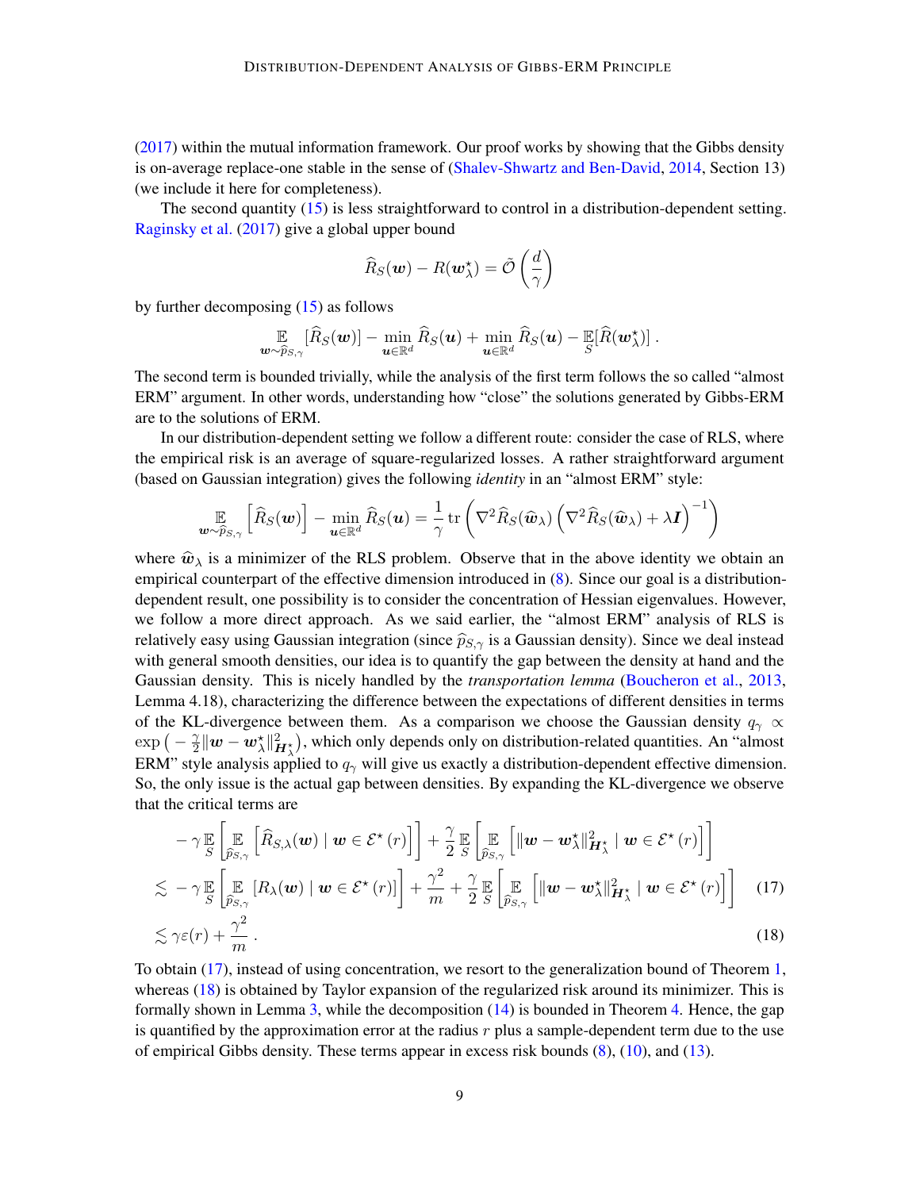(2017) within the mutual information framework. Our proof works by showing that the Gibbs density is on-average replace-one stable in the sense of (Shalev-Shwartz and Ben-David, 2014, Section 13) (we include it here for completeness).

The second quantity (15) is less straightforward to control in a distribution-dependent setting. Raginsky et al. (2017) give a global upper bound

$$\widehat{R}_S(\boldsymbol{w}) - R(\boldsymbol{w}_\lambda^\star) = \tilde{\mathcal{O}}\left(\frac{d}{\gamma}\right)$$

by further decomposing (15) as follows

$$\mathop{\mathbb{E}}_{\boldsymbol{w} \sim \widehat{p}_{S,\gamma}} [\widehat{R}_S(\boldsymbol{w})] - \min_{\boldsymbol{u} \in \mathbb{R}^d} \widehat{R}_S(\boldsymbol{u}) + \min_{\boldsymbol{u} \in \mathbb{R}^d} \widehat{R}_S(\boldsymbol{u}) - \mathop{\mathbb{E}}_S[\widehat{R}(\boldsymbol{w}_\lambda^\star)] \,.$$

The second term is bounded trivially, while the analysis of the first term follows the so called "almost ERM" argument. In other words, understanding how "close" the solutions generated by Gibbs-ERM are to the solutions of ERM.

In our distribution-dependent setting we follow a different route: consider the case of RLS, where the empirical risk is an average of square-regularized losses. A rather straightforward argument (based on Gaussian integration) gives the following *identity* in an "almost ERM" style:

$$\mathop{\mathbb{E}}_{\boldsymbol{w} \sim \widehat{p}_{S,\gamma}} \left[\widehat{R}_S(\boldsymbol{w})\right] - \min_{\boldsymbol{u} \in \mathbb{R}^d} \widehat{R}_S(\boldsymbol{u}) = \frac{1}{\gamma} \operatorname{tr}\left(\nabla^2 \widehat{R}_S(\widehat{\boldsymbol{w}}_\lambda) \left(\nabla^2 \widehat{R}_S(\widehat{\boldsymbol{w}}_\lambda) + \lambda \boldsymbol{I}\right)^{-1}\right)$$

where $\widehat{\boldsymbol{w}}_\lambda$ is a minimizer of the RLS problem. Observe that in the above identity we obtain an empirical counterpart of the effective dimension introduced in (8). Since our goal is a distribution-dependent result, one possibility is to consider the concentration of Hessian eigenvalues. However, we follow a more direct approach. As we said earlier, the "almost ERM" analysis of RLS is relatively easy using Gaussian integration (since $\widehat{p}_{S,\gamma}$ is a Gaussian density). Since we deal instead with general smooth densities, our idea is to quantify the gap between the density at hand and the Gaussian density. This is nicely handled by the *transportation lemma* (Boucheron et al., 2013, Lemma 4.18), characterizing the difference between the expectations of different densities in terms of the KL-divergence between them. As a comparison we choose the Gaussian density $q_\gamma \propto \exp\left(-\frac{\gamma}{2}\|\boldsymbol{w} - \boldsymbol{w}_\lambda^\star\|^2_{\boldsymbol{H}_\lambda^\star}\right)$, which only depends only on distribution-related quantities. An "almost ERM" style analysis applied to $q_\gamma$ will give us exactly a distribution-dependent effective dimension. So, the only issue is the actual gap between densities. By expanding the KL-divergence we observe that the critical terms are

$$
\begin{aligned}
&-\gamma \mathop{\mathbb{E}}_S\left[\mathop{\mathbb{E}}_{\widehat{p}_{S,\gamma}}\left[\widehat{R}_{S,\lambda}(\boldsymbol{w}) \mid \boldsymbol{w} \in \mathcal{E}^\star(r)\right]\right] + \frac{\gamma}{2} \mathop{\mathbb{E}}_S\left[\mathop{\mathbb{E}}_{\widehat{p}_{S,\gamma}}\left[\|\boldsymbol{w} - \boldsymbol{w}_\lambda^\star\|^2_{\boldsymbol{H}_\lambda^\star} \mid \boldsymbol{w} \in \mathcal{E}^\star(r)\right]\right] \\
&\lesssim -\gamma \mathop{\mathbb{E}}_S\left[\mathop{\mathbb{E}}_{\widehat{p}_{S,\gamma}}\left[R_\lambda(\boldsymbol{w}) \mid \boldsymbol{w} \in \mathcal{E}^\star(r)\right]\right] + \frac{\gamma^2}{m} + \frac{\gamma}{2} \mathop{\mathbb{E}}_S\left[\mathop{\mathbb{E}}_{\widehat{p}_{S,\gamma}}\left[\|\boldsymbol{w} - \boldsymbol{w}_\lambda^\star\|^2_{\boldsymbol{H}_\lambda^\star} \mid \boldsymbol{w} \in \mathcal{E}^\star(r)\right]\right] \qquad (17) \\
&\lesssim \gamma \varepsilon(r) + \frac{\gamma^2}{m} \,. \qquad (18)
\end{aligned}
$$

To obtain (17), instead of using concentration, we resort to the generalization bound of Theorem 1, whereas (18) is obtained by Taylor expansion of the regularized risk around its minimizer. This is formally shown in Lemma 3, while the decomposition (14) is bounded in Theorem 4. Hence, the gap is quantified by the approximation error at the radius $r$ plus a sample-dependent term due to the use of empirical Gibbs density. These terms appear in excess risk bounds (8), (10), and (13).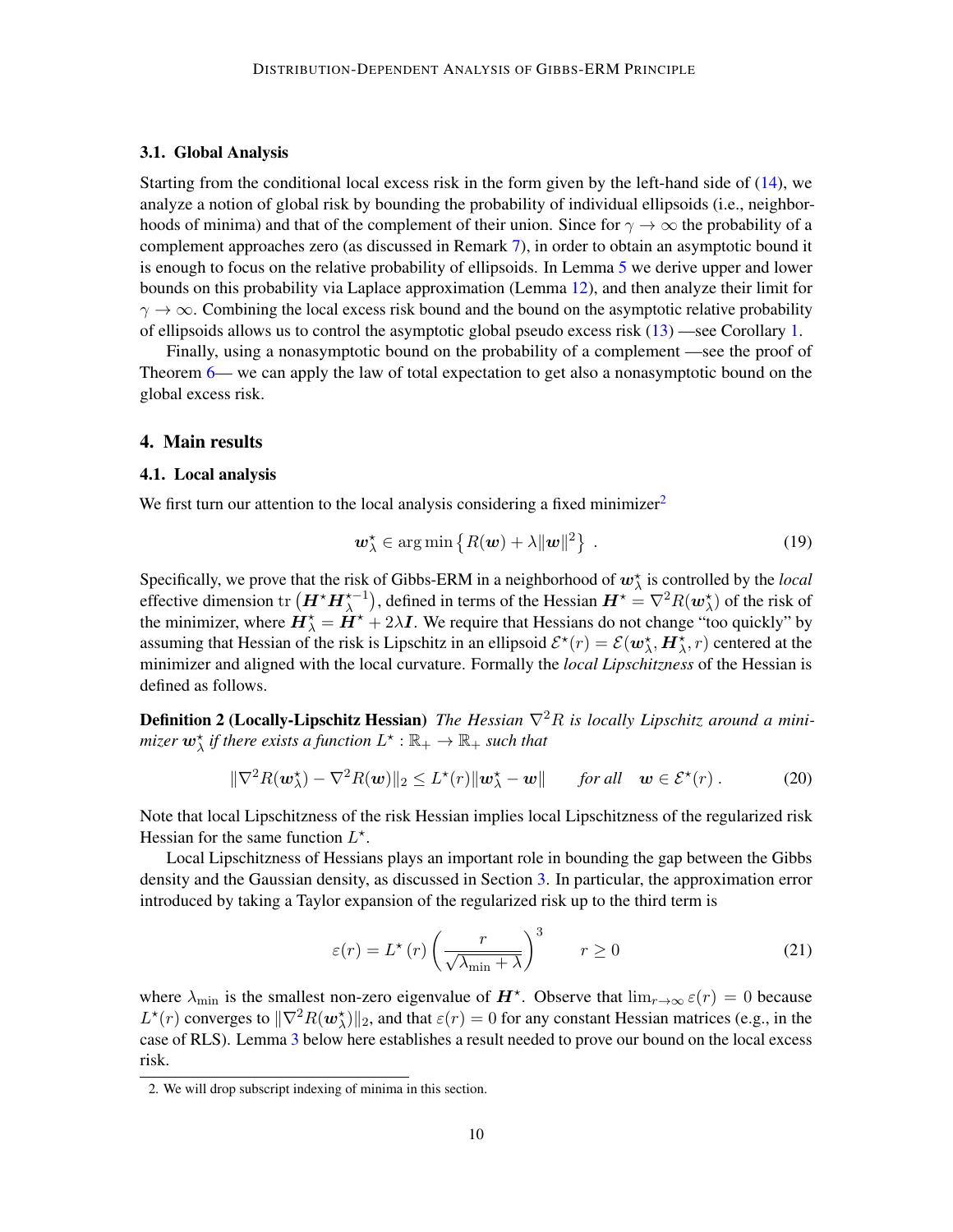### 3.1. Global Analysis

Starting from the conditional local excess risk in the form given by the left-hand side of (14), we analyze a notion of global risk by bounding the probability of individual ellipsoids (i.e., neighborhoods of minima) and that of the complement of their union. Since for $\gamma \to \infty$ the probability of a complement approaches zero (as discussed in Remark 7), in order to obtain an asymptotic bound it is enough to focus on the relative probability of ellipsoids. In Lemma 5 we derive upper and lower bounds on this probability via Laplace approximation (Lemma 12), and then analyze their limit for $\gamma \to \infty$. Combining the local excess risk bound and the bound on the asymptotic relative probability of ellipsoids allows us to control the asymptotic global pseudo excess risk (13) —see Corollary 1.

Finally, using a nonasymptotic bound on the probability of a complement —see the proof of Theorem 6— we can apply the law of total expectation to get also a nonasymptotic bound on the global excess risk.

## 4. Main results

### 4.1. Local analysis

We first turn our attention to the local analysis considering a fixed minimizer[2]

$$\boldsymbol{w}_\lambda^\star \in \arg\min \left\{ R(\boldsymbol{w}) + \lambda \|\boldsymbol{w}\|^2 \right\} \ . \tag{19}$$

Specifically, we prove that the risk of Gibbs-ERM in a neighborhood of $\boldsymbol{w}_\lambda^\star$ is controlled by the *local* effective dimension $\operatorname{tr}\left(\boldsymbol{H}^\star \boldsymbol{H}_\lambda^{\star -1}\right)$, defined in terms of the Hessian $\boldsymbol{H}^\star = \nabla^2 R(\boldsymbol{w}_\lambda^\star)$ of the risk of the minimizer, where $\boldsymbol{H}_\lambda^\star = \boldsymbol{H}^\star + 2\lambda \boldsymbol{I}$. We require that Hessians do not change "too quickly" by assuming that Hessian of the risk is Lipschitz in an ellipsoid $\mathcal{E}^\star(r) = \mathcal{E}(\boldsymbol{w}_\lambda^\star, \boldsymbol{H}_\lambda^\star, r)$ centered at the minimizer and aligned with the local curvature. Formally the *local Lipschitzness* of the Hessian is defined as follows.

**Definition 2 (Locally-Lipschitz Hessian)** *The Hessian $\nabla^2 R$ is locally Lipschitz around a minimizer $\boldsymbol{w}_\lambda^\star$ if there exists a function $L^\star : \mathbb{R}_+ \to \mathbb{R}_+$ such that*

$$\|\nabla^2 R(\boldsymbol{w}_\lambda^\star) - \nabla^2 R(\boldsymbol{w})\|_2 \leq L^\star(r) \|\boldsymbol{w}_\lambda^\star - \boldsymbol{w}\| \qquad \text{for all} \quad \boldsymbol{w} \in \mathcal{E}^\star(r) \ . \tag{20}$$

Note that local Lipschitzness of the risk Hessian implies local Lipschitzness of the regularized risk Hessian for the same function $L^\star$.

Local Lipschitzness of Hessians plays an important role in bounding the gap between the Gibbs density and the Gaussian density, as discussed in Section 3. In particular, the approximation error introduced by taking a Taylor expansion of the regularized risk up to the third term is

$$\varepsilon(r) = L^\star\left(r\right) \left( \frac{r}{\sqrt{\lambda_{\min} + \lambda}} \right)^3 \qquad r \geq 0 \tag{21}$$

where $\lambda_{\min}$ is the smallest non-zero eigenvalue of $\boldsymbol{H}^\star$. Observe that $\lim_{r \to \infty} \varepsilon(r) = 0$ because $L^\star(r)$ converges to $\|\nabla^2 R(\boldsymbol{w}_\lambda^\star)\|_2$, and that $\varepsilon(r) = 0$ for any constant Hessian matrices (e.g., in the case of RLS). Lemma 3 below here establishes a result needed to prove our bound on the local excess risk.

2. We will drop subscript indexing of minima in this section.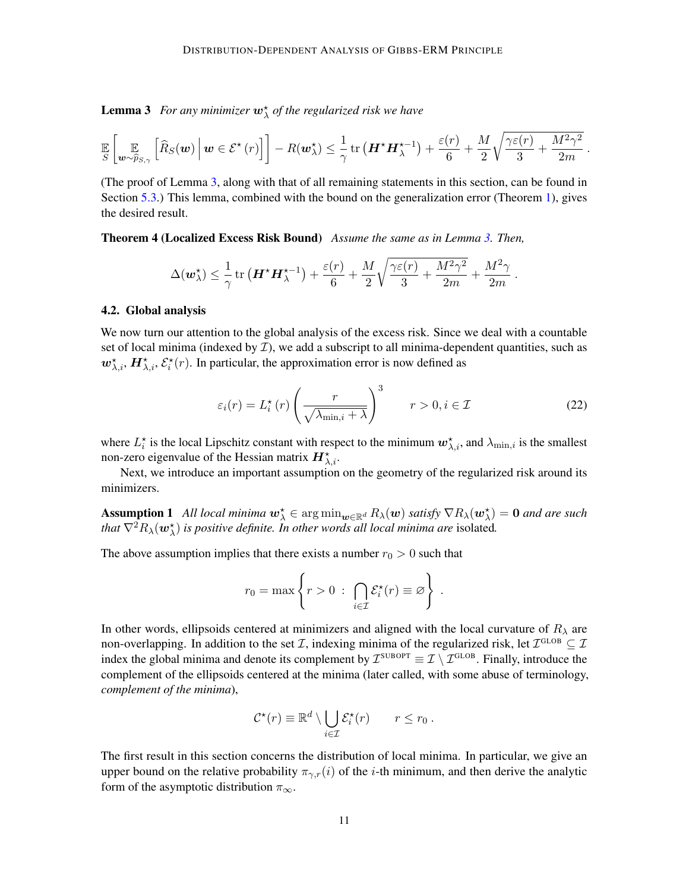**Lemma 3** *For any minimizer $\boldsymbol{w}_\lambda^\star$ of the regularized risk we have*

$$\mathop{\mathbb{E}}_S \left[ \mathop{\mathbb{E}}_{\boldsymbol{w} \sim \widehat{p}_{S,\gamma}} \left[ \widehat{R}_S(\boldsymbol{w}) \,\middle|\, \boldsymbol{w} \in \mathcal{E}^\star(r) \right] \right] - R(\boldsymbol{w}_\lambda^\star) \leq \frac{1}{\gamma} \operatorname{tr}\left( \boldsymbol{H}^\star \boldsymbol{H}_\lambda^{\star -1} \right) + \frac{\varepsilon(r)}{6} + \frac{M}{2} \sqrt{\frac{\gamma \varepsilon(r)}{3} + \frac{M^2 \gamma^2}{2m}} \,.$$

(The proof of Lemma 3, along with that of all remaining statements in this section, can be found in Section 5.3.) This lemma, combined with the bound on the generalization error (Theorem 1), gives the desired result.

**Theorem 4 (Localized Excess Risk Bound)** *Assume the same as in Lemma 3. Then,*

$$\Delta(\boldsymbol{w}_\lambda^\star) \leq \frac{1}{\gamma} \operatorname{tr}\left( \boldsymbol{H}^\star \boldsymbol{H}_\lambda^{\star -1} \right) + \frac{\varepsilon(r)}{6} + \frac{M}{2} \sqrt{\frac{\gamma \varepsilon(r)}{3} + \frac{M^2 \gamma^2}{2m}} + \frac{M^2 \gamma}{2m} \,.$$

### 4.2. Global analysis

We now turn our attention to the global analysis of the excess risk. Since we deal with a countable set of local minima (indexed by $\mathcal{I}$), we add a subscript to all minima-dependent quantities, such as $\boldsymbol{w}_{\lambda,i}^\star$, $\boldsymbol{H}_{\lambda,i}^\star$, $\mathcal{E}_i^\star(r)$. In particular, the approximation error is now defined as

$$\varepsilon_i(r) = L_i^\star(r) \left( \frac{r}{\sqrt{\lambda_{\min,i} + \lambda}} \right)^3 \qquad r > 0, i \in \mathcal{I} \tag{22}$$

where $L_i^\star$ is the local Lipschitz constant with respect to the minimum $\boldsymbol{w}_{\lambda,i}^\star$, and $\lambda_{\min,i}$ is the smallest non-zero eigenvalue of the Hessian matrix $\boldsymbol{H}_{\lambda,i}^\star$.

Next, we introduce an important assumption on the geometry of the regularized risk around its minimizers.

**Assumption 1** *All local minima $\boldsymbol{w}_\lambda^\star \in \arg\min_{\boldsymbol{w} \in \mathbb{R}^d} R_\lambda(\boldsymbol{w})$ satisfy $\nabla R_\lambda(\boldsymbol{w}_\lambda^\star) = \mathbf{0}$ and are such that $\nabla^2 R_\lambda(\boldsymbol{w}_\lambda^\star)$ is positive definite. In other words all local minima are* isolated*.*

The above assumption implies that there exists a number $r_0 > 0$ such that

$$r_0 = \max\left\{ r > 0 \;:\; \bigcap_{i \in \mathcal{I}} \mathcal{E}_i^\star(r) \equiv \varnothing \right\} \,.$$

In other words, ellipsoids centered at minimizers and aligned with the local curvature of $R_\lambda$ are non-overlapping. In addition to the set $\mathcal{I}$, indexing minima of the regularized risk, let $\mathcal{I}^{\text{GLOB}} \subseteq \mathcal{I}$ index the global minima and denote its complement by $\mathcal{I}^{\text{SUBOPT}} \equiv \mathcal{I} \setminus \mathcal{I}^{\text{GLOB}}$. Finally, introduce the complement of the ellipsoids centered at the minima (later called, with some abuse of terminology, *complement of the minima*),

$$\mathcal{C}^\star(r) \equiv \mathbb{R}^d \setminus \bigcup_{i \in \mathcal{I}} \mathcal{E}_i^\star(r) \qquad r \leq r_0 \,.$$

The first result in this section concerns the distribution of local minima. In particular, we give an upper bound on the relative probability $\pi_{\gamma,r}(i)$ of the $i$-th minimum, and then derive the analytic form of the asymptotic distribution $\pi_\infty$.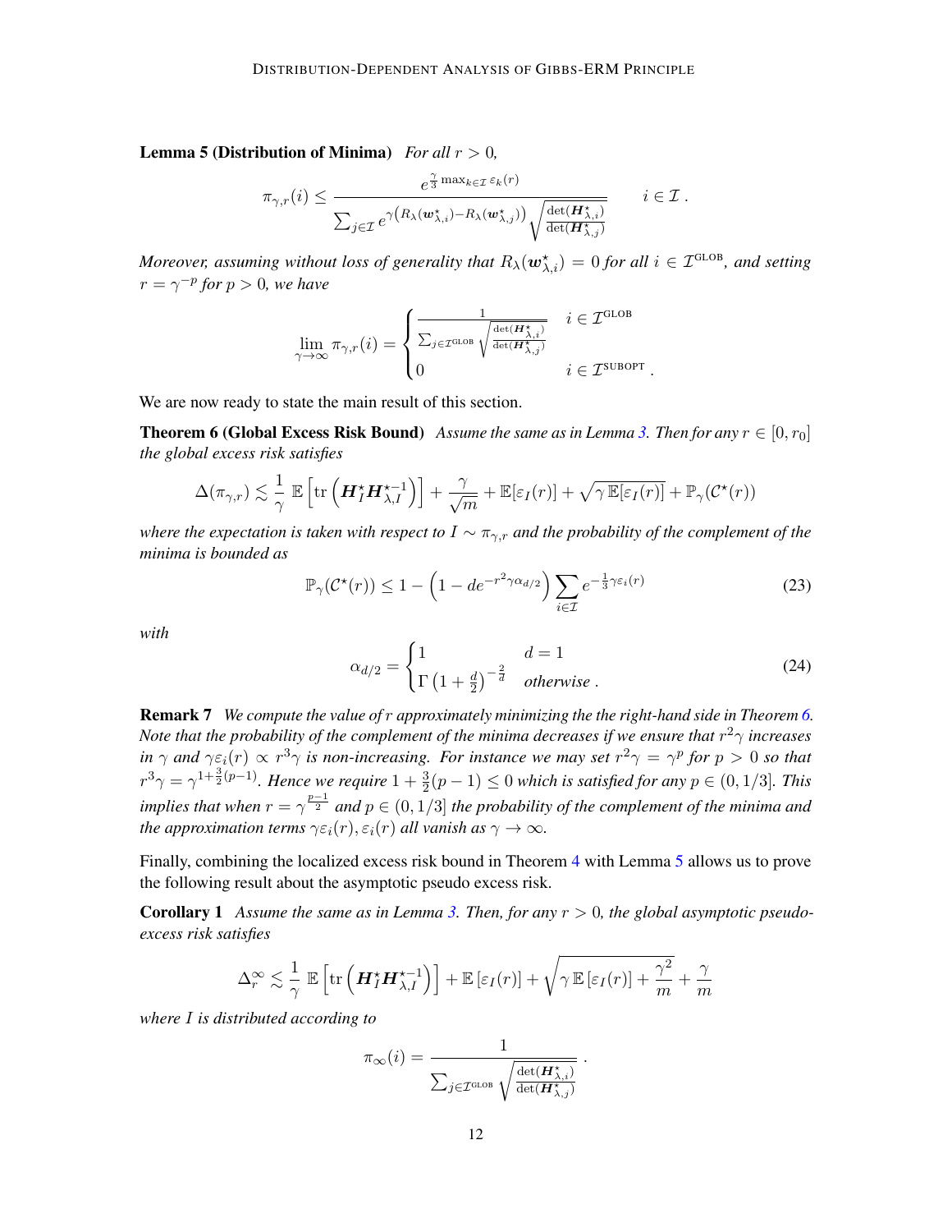**Lemma 5 (Distribution of Minima)** *For all $r > 0$,*

$$\pi_{\gamma,r}(i) \le \frac{e^{\frac{\gamma}{3}\max_{k\in\mathcal{I}}\varepsilon_k(r)}}{\sum_{j\in\mathcal{I}} e^{\gamma\left(R_\lambda(\boldsymbol{w}^\star_{\lambda,i}) - R_\lambda(\boldsymbol{w}^\star_{\lambda,j})\right)}\sqrt{\frac{\det(\boldsymbol{H}^\star_{\lambda,i})}{\det(\boldsymbol{H}^\star_{\lambda,j})}}} \qquad i \in \mathcal{I}\,.$$

*Moreover, assuming without loss of generality that $R_\lambda(\boldsymbol{w}^\star_{\lambda,i}) = 0$ for all $i \in \mathcal{I}^{\text{GLOB}}$, and setting $r = \gamma^{-p}$ for $p > 0$, we have*

$$\lim_{\gamma\to\infty} \pi_{\gamma,r}(i) = \begin{cases} \dfrac{1}{\sum_{j\in\mathcal{I}^{\text{GLOB}}}\sqrt{\frac{\det(\boldsymbol{H}^\star_{\lambda,i})}{\det(\boldsymbol{H}^\star_{\lambda,j})}}} & i \in \mathcal{I}^{\text{GLOB}} \\ 0 & i \in \mathcal{I}^{\text{SUBOPT}}\,. \end{cases}$$

We are now ready to state the main result of this section.

**Theorem 6 (Global Excess Risk Bound)** *Assume the same as in Lemma 3. Then for any $r \in [0, r_0]$ the global excess risk satisfies*

$$\Delta(\pi_{\gamma,r}) \lesssim \frac{1}{\gamma}\,\mathbb{E}\left[\operatorname{tr}\left(\boldsymbol{H}^\star_I \boldsymbol{H}^{\star -1}_{\lambda,I}\right)\right] + \frac{\gamma}{\sqrt{m}} + \mathbb{E}[\varepsilon_I(r)] + \sqrt{\gamma\,\mathbb{E}[\varepsilon_I(r)]} + \mathbb{P}_\gamma(\mathcal{C}^\star(r))$$

*where the expectation is taken with respect to $I \sim \pi_{\gamma,r}$ and the probability of the complement of the minima is bounded as*

$$\mathbb{P}_\gamma(\mathcal{C}^\star(r)) \le 1 - \left(1 - d e^{-r^2\gamma\alpha_{d/2}}\right)\sum_{i\in\mathcal{I}} e^{-\frac{1}{3}\gamma\varepsilon_i(r)} \tag{23}$$

*with*

$$\alpha_{d/2} = \begin{cases} 1 & d = 1 \\ \Gamma\left(1 + \frac{d}{2}\right)^{-\frac{2}{d}} & \textit{otherwise}\,. \end{cases} \tag{24}$$

**Remark 7** *We compute the value of $r$ approximately minimizing the the right-hand side in Theorem 6. Note that the probability of the complement of the minima decreases if we ensure that $r^2\gamma$ increases in $\gamma$ and $\gamma\varepsilon_i(r) \propto r^3\gamma$ is non-increasing. For instance we may set $r^2\gamma = \gamma^p$ for $p > 0$ so that $r^3\gamma = \gamma^{1+\frac{3}{2}(p-1)}$. Hence we require $1 + \frac{3}{2}(p-1) \le 0$ which is satisfied for any $p \in (0, 1/3]$. This implies that when $r = \gamma^{\frac{p-1}{2}}$ and $p \in (0, 1/3]$ the probability of the complement of the minima and the approximation terms $\gamma\varepsilon_i(r), \varepsilon_i(r)$ all vanish as $\gamma \to \infty$.*

Finally, combining the localized excess risk bound in Theorem 4 with Lemma 5 allows us to prove the following result about the asymptotic pseudo excess risk.

**Corollary 1** *Assume the same as in Lemma 3. Then, for any $r > 0$, the global asymptotic pseudo-excess risk satisfies*

$$\Delta_r^\infty \lesssim \frac{1}{\gamma}\,\mathbb{E}\left[\operatorname{tr}\left(\boldsymbol{H}^\star_I \boldsymbol{H}^{\star -1}_{\lambda,I}\right)\right] + \mathbb{E}\left[\varepsilon_I(r)\right] + \sqrt{\gamma\,\mathbb{E}\left[\varepsilon_I(r)\right] + \frac{\gamma^2}{m}} + \frac{\gamma}{m}$$

*where $I$ is distributed according to*

$$\pi_\infty(i) = \frac{1}{\sum_{j\in\mathcal{I}^{\text{GLOB}}}\sqrt{\frac{\det(\boldsymbol{H}^\star_{\lambda,i})}{\det(\boldsymbol{H}^\star_{\lambda,j})}}}\,.$$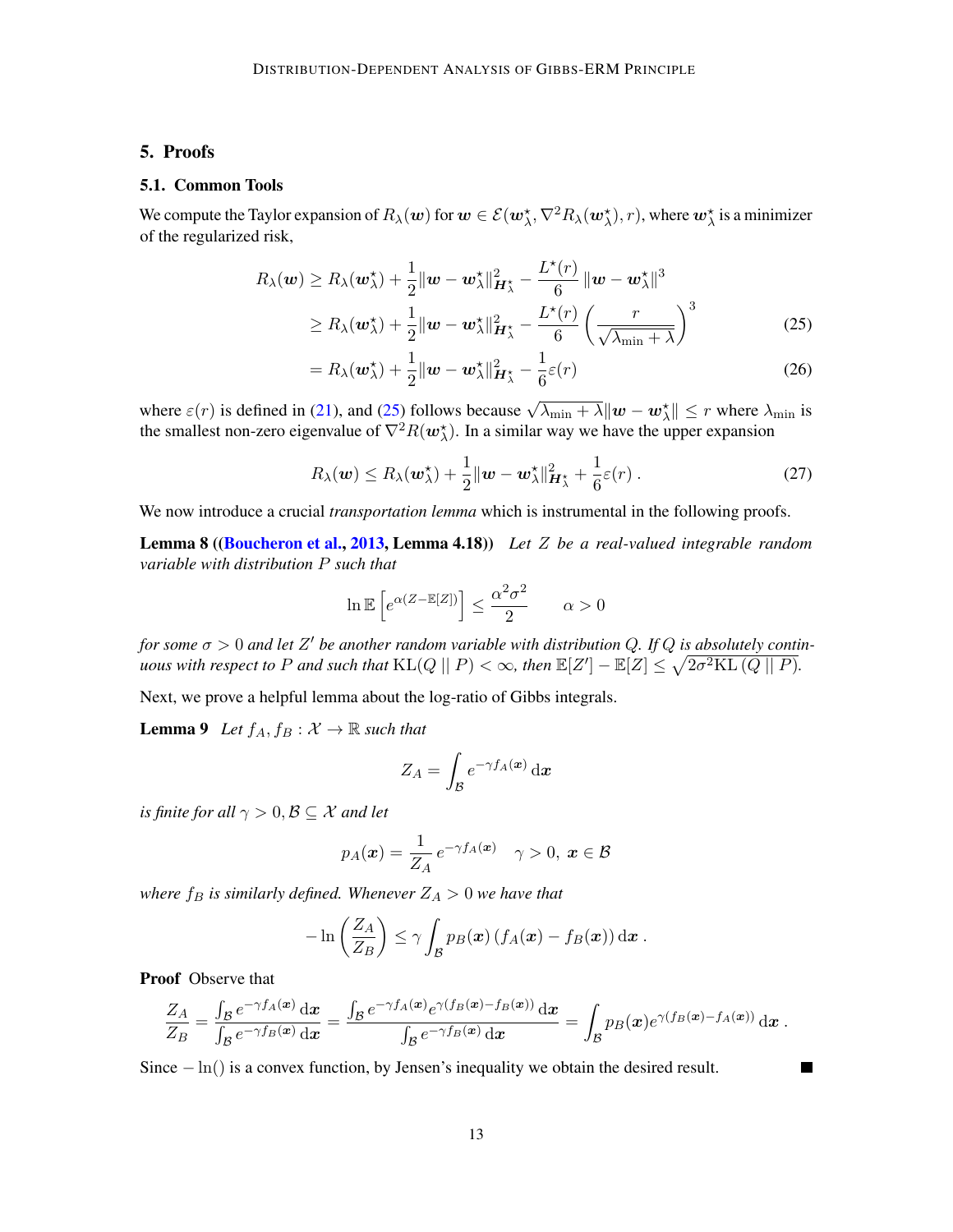## 5. Proofs

### 5.1. Common Tools

We compute the Taylor expansion of $R_\lambda(\boldsymbol{w})$ for $\boldsymbol{w} \in \mathcal{E}(\boldsymbol{w}_\lambda^\star, \nabla^2 R_\lambda(\boldsymbol{w}_\lambda^\star), r)$, where $\boldsymbol{w}_\lambda^\star$ is a minimizer of the regularized risk,

$$
\begin{aligned}
R_\lambda(\boldsymbol{w}) &\geq R_\lambda(\boldsymbol{w}_\lambda^\star) + \frac{1}{2}\|\boldsymbol{w} - \boldsymbol{w}_\lambda^\star\|_{\boldsymbol{H}_\lambda^\star}^2 - \frac{L^\star(r)}{6}\|\boldsymbol{w} - \boldsymbol{w}_\lambda^\star\|^3 \\
&\geq R_\lambda(\boldsymbol{w}_\lambda^\star) + \frac{1}{2}\|\boldsymbol{w} - \boldsymbol{w}_\lambda^\star\|_{\boldsymbol{H}_\lambda^\star}^2 - \frac{L^\star(r)}{6}\left(\frac{r}{\sqrt{\lambda_{\min} + \lambda}}\right)^3 \qquad (25) \\
&= R_\lambda(\boldsymbol{w}_\lambda^\star) + \frac{1}{2}\|\boldsymbol{w} - \boldsymbol{w}_\lambda^\star\|_{\boldsymbol{H}_\lambda^\star}^2 - \frac{1}{6}\varepsilon(r) \qquad (26)
\end{aligned}
$$

where $\varepsilon(r)$ is defined in (21), and (25) follows because $\sqrt{\lambda_{\min} + \lambda}\|\boldsymbol{w} - \boldsymbol{w}_\lambda^\star\| \leq r$ where $\lambda_{\min}$ is the smallest non-zero eigenvalue of $\nabla^2 R(\boldsymbol{w}_\lambda^\star)$. In a similar way we have the upper expansion

$$
R_\lambda(\boldsymbol{w}) \leq R_\lambda(\boldsymbol{w}_\lambda^\star) + \frac{1}{2}\|\boldsymbol{w} - \boldsymbol{w}_\lambda^\star\|_{\boldsymbol{H}_\lambda^\star}^2 + \frac{1}{6}\varepsilon(r)\,. \qquad (27)
$$

We now introduce a crucial *transportation lemma* which is instrumental in the following proofs.

**Lemma 8 ((Boucheron et al., 2013, Lemma 4.18))** *Let $Z$ be a real-valued integrable random variable with distribution $P$ such that*

$$
\ln \mathbb{E}\left[e^{\alpha(Z - \mathbb{E}[Z])}\right] \leq \frac{\alpha^2\sigma^2}{2} \qquad \alpha > 0
$$

*for some $\sigma > 0$ and let $Z'$ be another random variable with distribution $Q$. If $Q$ is absolutely continuous with respect to $P$ and such that $\mathrm{KL}(Q \,||\, P) < \infty$, then $\mathbb{E}[Z'] - \mathbb{E}[Z] \leq \sqrt{2\sigma^2 \mathrm{KL}\left(Q \,||\, P\right)}$.*

Next, we prove a helpful lemma about the log-ratio of Gibbs integrals.

**Lemma 9** *Let $f_A, f_B : \mathcal{X} \to \mathbb{R}$ such that*

$$
Z_A = \int_{\mathcal{B}} e^{-\gamma f_A(\boldsymbol{x})}\,\mathrm{d}\boldsymbol{x}
$$

*is finite for all $\gamma > 0, \mathcal{B} \subseteq \mathcal{X}$ and let*

$$
p_A(\boldsymbol{x}) = \frac{1}{Z_A}\, e^{-\gamma f_A(\boldsymbol{x})} \quad \gamma > 0,\ \boldsymbol{x} \in \mathcal{B}
$$

*where $f_B$ is similarly defined. Whenever $Z_A > 0$ we have that*

$$
-\ln\left(\frac{Z_A}{Z_B}\right) \leq \gamma \int_{\mathcal{B}} p_B(\boldsymbol{x})\left(f_A(\boldsymbol{x}) - f_B(\boldsymbol{x})\right)\mathrm{d}\boldsymbol{x}\,.
$$

**Proof** Observe that

$$
\frac{Z_A}{Z_B} = \frac{\int_{\mathcal{B}} e^{-\gamma f_A(\boldsymbol{x})}\,\mathrm{d}\boldsymbol{x}}{\int_{\mathcal{B}} e^{-\gamma f_B(\boldsymbol{x})}\,\mathrm{d}\boldsymbol{x}} = \frac{\int_{\mathcal{B}} e^{-\gamma f_A(\boldsymbol{x})} e^{\gamma(f_B(\boldsymbol{x}) - f_B(\boldsymbol{x}))}\,\mathrm{d}\boldsymbol{x}}{\int_{\mathcal{B}} e^{-\gamma f_B(\boldsymbol{x})}\,\mathrm{d}\boldsymbol{x}} = \int_{\mathcal{B}} p_B(\boldsymbol{x}) e^{\gamma(f_B(\boldsymbol{x}) - f_A(\boldsymbol{x}))}\,\mathrm{d}\boldsymbol{x}\,.
$$

Since $-\ln()$ is a convex function, by Jensen's inequality we obtain the desired result. ∎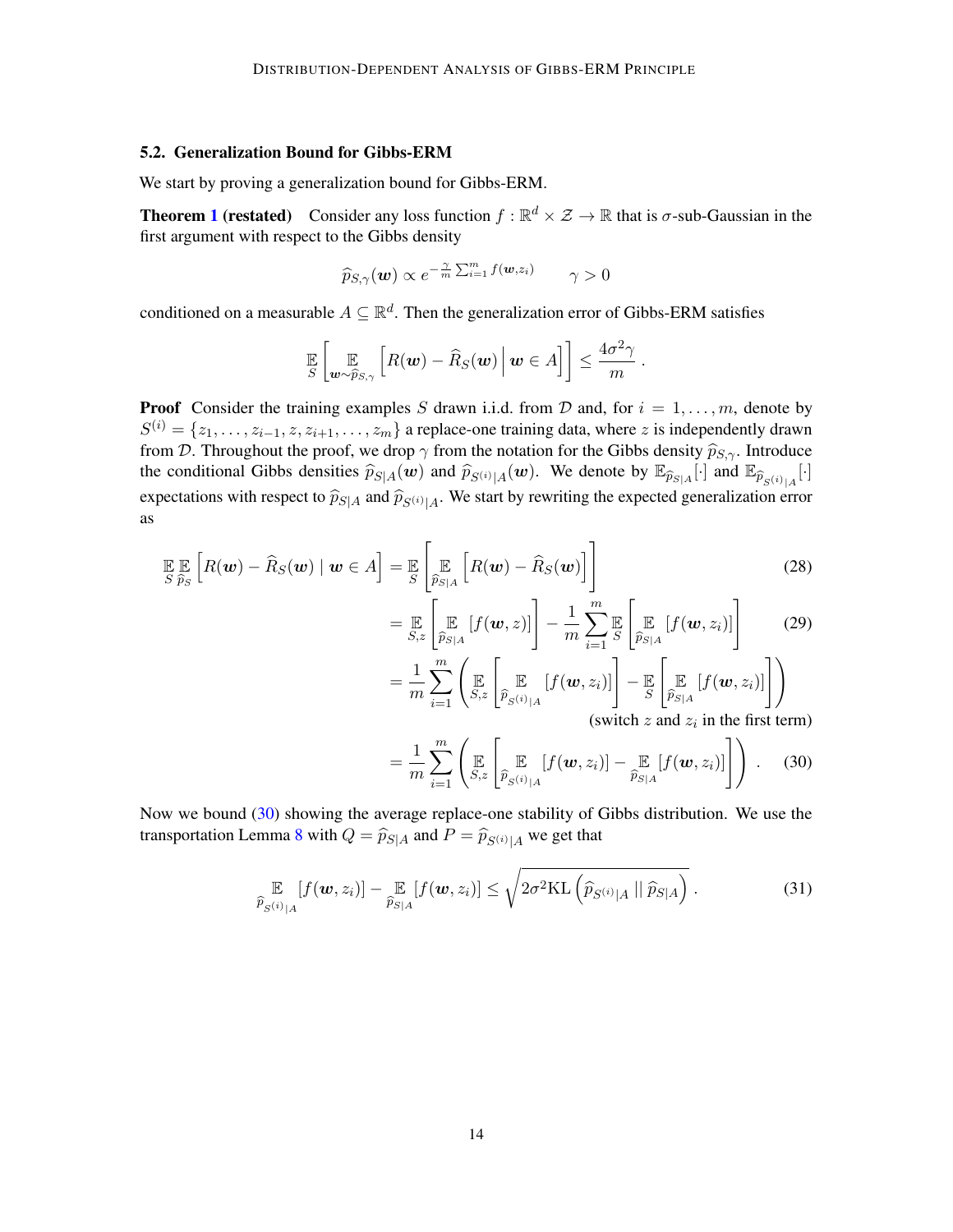### 5.2. Generalization Bound for Gibbs-ERM

We start by proving a generalization bound for Gibbs-ERM.

**Theorem 1 (restated)** Consider any loss function $f : \mathbb{R}^d \times \mathcal{Z} \to \mathbb{R}$ that is $\sigma$-sub-Gaussian in the first argument with respect to the Gibbs density

$$\widehat{p}_{S,\gamma}(\boldsymbol{w}) \propto e^{-\frac{\gamma}{m}\sum_{i=1}^m f(\boldsymbol{w},z_i)} \qquad \gamma > 0$$

conditioned on a measurable $A \subseteq \mathbb{R}^d$. Then the generalization error of Gibbs-ERM satisfies

$$\mathop{\mathbb{E}}_{S}\left[\mathop{\mathbb{E}}_{\boldsymbol{w}\sim\widehat{p}_{S,\gamma}}\left[R(\boldsymbol{w}) - \widehat{R}_S(\boldsymbol{w}) \,\middle|\, \boldsymbol{w} \in A\right]\right] \leq \frac{4\sigma^2\gamma}{m} .$$

**Proof** Consider the training examples $S$ drawn i.i.d. from $\mathcal{D}$ and, for $i = 1, \ldots, m$, denote by $S^{(i)} = \{z_1, \ldots, z_{i-1}, z, z_{i+1}, \ldots, z_m\}$ a replace-one training data, where $z$ is independently drawn from $\mathcal{D}$. Throughout the proof, we drop $\gamma$ from the notation for the Gibbs density $\widehat{p}_{S,\gamma}$. Introduce the conditional Gibbs densities $\widehat{p}_{S|A}(\boldsymbol{w})$ and $\widehat{p}_{S^{(i)}|A}(\boldsymbol{w})$. We denote by $\mathbb{E}_{\widehat{p}_{S|A}}[\cdot]$ and $\mathbb{E}_{\widehat{p}_{S^{(i)}|A}}[\cdot]$ expectations with respect to $\widehat{p}_{S|A}$ and $\widehat{p}_{S^{(i)}|A}$. We start by rewriting the expected generalization error as

$$
\begin{aligned}
\mathop{\mathbb{E}}_{S}\mathop{\mathbb{E}}_{\widehat{p}_S}\left[R(\boldsymbol{w}) - \widehat{R}_S(\boldsymbol{w}) \mid \boldsymbol{w} \in A\right] &= \mathop{\mathbb{E}}_{S}\left[\mathop{\mathbb{E}}_{\widehat{p}_{S|A}}\left[R(\boldsymbol{w}) - \widehat{R}_S(\boldsymbol{w})\right]\right] && (28)\\
&= \mathop{\mathbb{E}}_{S,z}\left[\mathop{\mathbb{E}}_{\widehat{p}_{S|A}}[f(\boldsymbol{w},z)]\right] - \frac{1}{m}\sum_{i=1}^m \mathop{\mathbb{E}}_{S}\left[\mathop{\mathbb{E}}_{\widehat{p}_{S|A}}[f(\boldsymbol{w},z_i)]\right] && (29)\\
&= \frac{1}{m}\sum_{i=1}^m\left(\mathop{\mathbb{E}}_{S,z}\left[\mathop{\mathbb{E}}_{\widehat{p}_{S^{(i)}|A}}[f(\boldsymbol{w},z_i)]\right] - \mathop{\mathbb{E}}_{S}\left[\mathop{\mathbb{E}}_{\widehat{p}_{S|A}}[f(\boldsymbol{w},z_i)]\right]\right)\\
&\qquad\qquad \text{(switch } z \text{ and } z_i \text{ in the first term)}\\
&= \frac{1}{m}\sum_{i=1}^m\left(\mathop{\mathbb{E}}_{S,z}\left[\mathop{\mathbb{E}}_{\widehat{p}_{S^{(i)}|A}}[f(\boldsymbol{w},z_i)] - \mathop{\mathbb{E}}_{\widehat{p}_{S|A}}[f(\boldsymbol{w},z_i)]\right]\right) . && (30)
\end{aligned}
$$

Now we bound (30) showing the average replace-one stability of Gibbs distribution. We use the transportation Lemma 8 with $Q = \widehat{p}_{S|A}$ and $P = \widehat{p}_{S^{(i)}|A}$ we get that

$$\mathop{\mathbb{E}}_{\widehat{p}_{S^{(i)}|A}}[f(\boldsymbol{w},z_i)] - \mathop{\mathbb{E}}_{\widehat{p}_{S|A}}[f(\boldsymbol{w},z_i)] \leq \sqrt{2\sigma^2 \mathrm{KL}\left(\widehat{p}_{S^{(i)}|A} \,||\, \widehat{p}_{S|A}\right)} . \tag{31}$$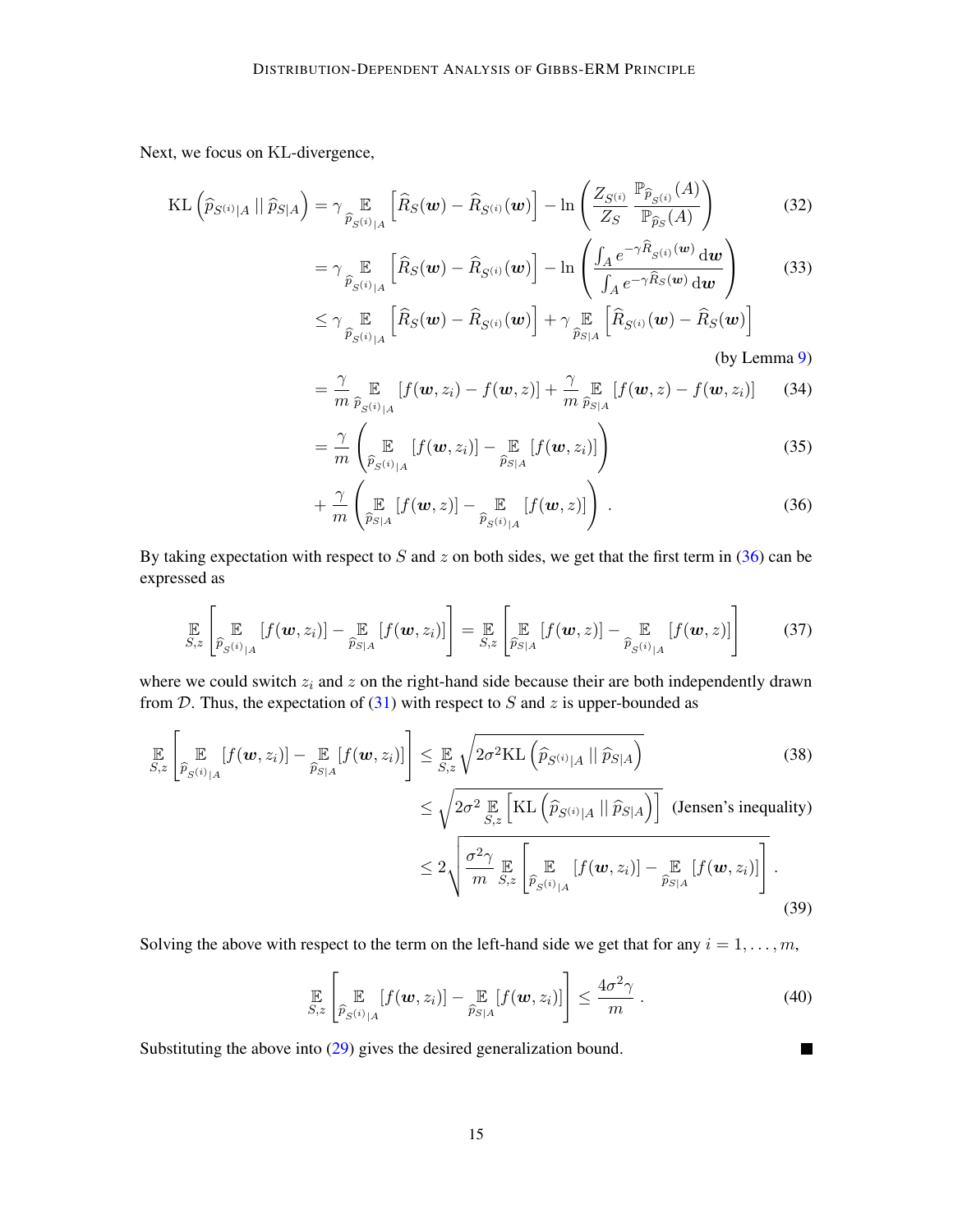Next, we focus on KL-divergence,

$$
\begin{aligned}
\mathrm{KL}\left(\widehat{p}_{S^{(i)}|A} \,||\, \widehat{p}_{S|A}\right) &= \gamma \underset{\widehat{p}_{S^{(i)}|A}}{\mathbb{E}}\left[\widehat{R}_S(\boldsymbol{w}) - \widehat{R}_{S^{(i)}}(\boldsymbol{w})\right] - \ln\left(\frac{Z_{S^{(i)}}}{Z_S} \frac{\mathbb{P}_{\widehat{p}_{S^{(i)}}}(A)}{\mathbb{P}_{\widehat{p}_S}(A)}\right) && (32)\\
&= \gamma \underset{\widehat{p}_{S^{(i)}|A}}{\mathbb{E}}\left[\widehat{R}_S(\boldsymbol{w}) - \widehat{R}_{S^{(i)}}(\boldsymbol{w})\right] - \ln\left(\frac{\int_A e^{-\gamma \widehat{R}_{S^{(i)}}(\boldsymbol{w})}\,\mathrm{d}\boldsymbol{w}}{\int_A e^{-\gamma \widehat{R}_S(\boldsymbol{w})}\,\mathrm{d}\boldsymbol{w}}\right) && (33)\\
&\le \gamma \underset{\widehat{p}_{S^{(i)}|A}}{\mathbb{E}}\left[\widehat{R}_S(\boldsymbol{w}) - \widehat{R}_{S^{(i)}}(\boldsymbol{w})\right] + \gamma \underset{\widehat{p}_{S|A}}{\mathbb{E}}\left[\widehat{R}_{S^{(i)}}(\boldsymbol{w}) - \widehat{R}_S(\boldsymbol{w})\right] && \text{(by Lemma 9)}\\
&= \frac{\gamma}{m} \underset{\widehat{p}_{S^{(i)}|A}}{\mathbb{E}}\left[f(\boldsymbol{w}, z_i) - f(\boldsymbol{w}, z)\right] + \frac{\gamma}{m} \underset{\widehat{p}_{S|A}}{\mathbb{E}}\left[f(\boldsymbol{w}, z) - f(\boldsymbol{w}, z_i)\right] && (34)\\
&= \frac{\gamma}{m}\left(\underset{\widehat{p}_{S^{(i)}|A}}{\mathbb{E}}\left[f(\boldsymbol{w}, z_i)\right] - \underset{\widehat{p}_{S|A}}{\mathbb{E}}\left[f(\boldsymbol{w}, z_i)\right]\right) && (35)\\
&\quad + \frac{\gamma}{m}\left(\underset{\widehat{p}_{S|A}}{\mathbb{E}}\left[f(\boldsymbol{w}, z)\right] - \underset{\widehat{p}_{S^{(i)}|A}}{\mathbb{E}}\left[f(\boldsymbol{w}, z)\right]\right). && (36)
\end{aligned}
$$

By taking expectation with respect to $S$ and $z$ on both sides, we get that the first term in (36) can be expressed as

$$
\underset{S,z}{\mathbb{E}}\left[\underset{\widehat{p}_{S^{(i)}|A}}{\mathbb{E}}\left[f(\boldsymbol{w}, z_i)\right] - \underset{\widehat{p}_{S|A}}{\mathbb{E}}\left[f(\boldsymbol{w}, z_i)\right]\right] = \underset{S,z}{\mathbb{E}}\left[\underset{\widehat{p}_{S|A}}{\mathbb{E}}\left[f(\boldsymbol{w}, z)\right] - \underset{\widehat{p}_{S^{(i)}|A}}{\mathbb{E}}\left[f(\boldsymbol{w}, z)\right]\right] \tag{37}
$$

where we could switch $z_i$ and $z$ on the right-hand side because their are both independently drawn from $\mathcal{D}$. Thus, the expectation of (31) with respect to $S$ and $z$ is upper-bounded as

$$
\begin{aligned}
\underset{S,z}{\mathbb{E}}\left[\underset{\widehat{p}_{S^{(i)}|A}}{\mathbb{E}}\left[f(\boldsymbol{w}, z_i)\right] - \underset{\widehat{p}_{S|A}}{\mathbb{E}}\left[f(\boldsymbol{w}, z_i)\right]\right] &\le \underset{S,z}{\mathbb{E}} \sqrt{2\sigma^2 \mathrm{KL}\left(\widehat{p}_{S^{(i)}|A} \,||\, \widehat{p}_{S|A}\right)} && (38)\\
&\le \sqrt{2\sigma^2 \underset{S,z}{\mathbb{E}}\left[\mathrm{KL}\left(\widehat{p}_{S^{(i)}|A} \,||\, \widehat{p}_{S|A}\right)\right]} && \text{(Jensen's inequality)}\\
&\le 2\sqrt{\frac{\sigma^2 \gamma}{m} \underset{S,z}{\mathbb{E}}\left[\underset{\widehat{p}_{S^{(i)}|A}}{\mathbb{E}}\left[f(\boldsymbol{w}, z_i)\right] - \underset{\widehat{p}_{S|A}}{\mathbb{E}}\left[f(\boldsymbol{w}, z_i)\right]\right]}\,. && (39)
\end{aligned}
$$

Solving the above with respect to the term on the left-hand side we get that for any $i = 1, \ldots, m$,

$$
\underset{S,z}{\mathbb{E}}\left[\underset{\widehat{p}_{S^{(i)}|A}}{\mathbb{E}}\left[f(\boldsymbol{w}, z_i)\right] - \underset{\widehat{p}_{S|A}}{\mathbb{E}}\left[f(\boldsymbol{w}, z_i)\right]\right] \le \frac{4\sigma^2 \gamma}{m}\,. \tag{40}
$$

Substituting the above into (29) gives the desired generalization bound. ∎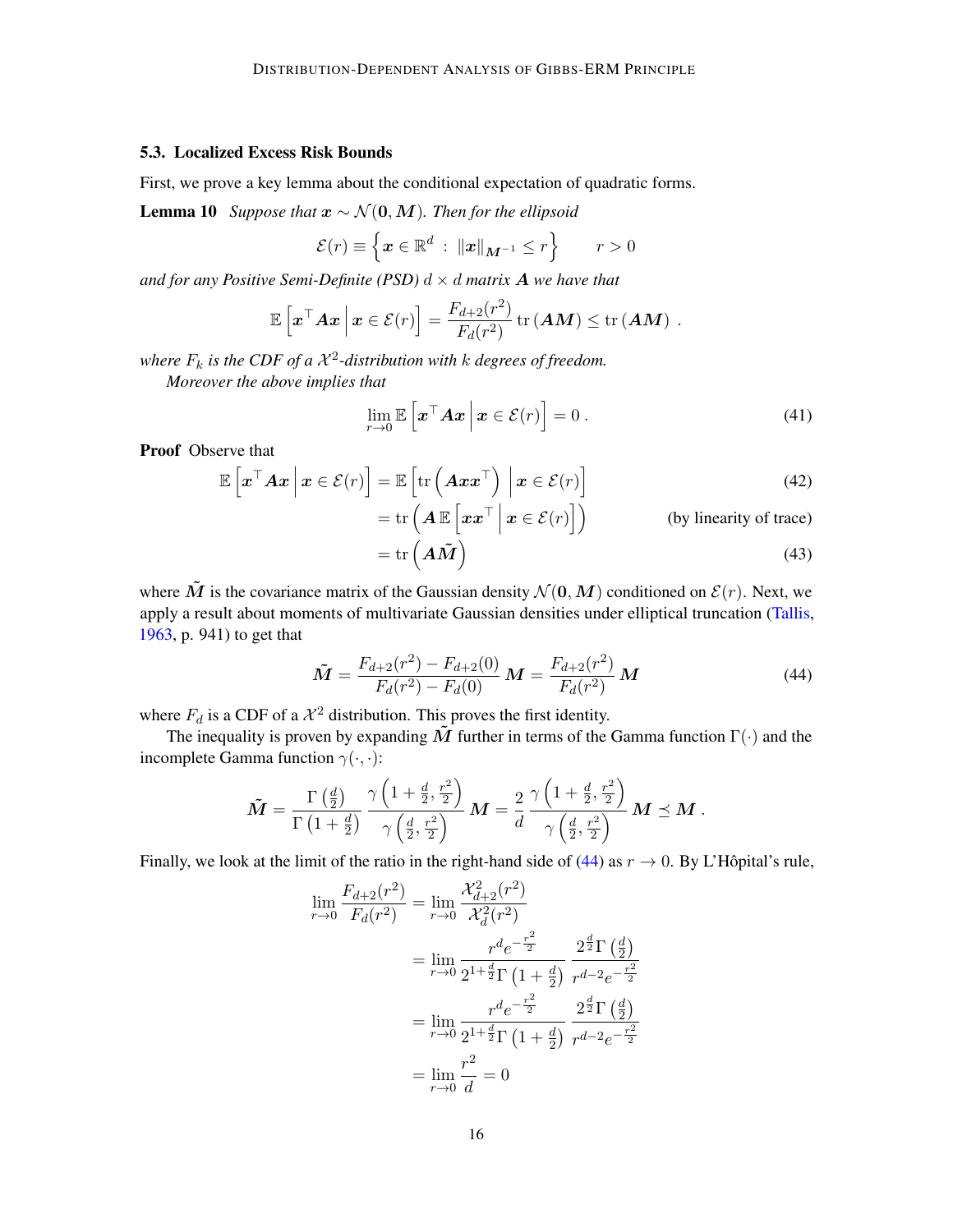### 5.3. Localized Excess Risk Bounds

First, we prove a key lemma about the conditional expectation of quadratic forms.

**Lemma 10** *Suppose that $\boldsymbol{x} \sim \mathcal{N}(\mathbf{0}, \boldsymbol{M})$. Then for the ellipsoid*

$$\mathcal{E}(r) \equiv \left\{ \boldsymbol{x} \in \mathbb{R}^d \ : \ \|\boldsymbol{x}\|_{\boldsymbol{M}^{-1}} \leq r \right\} \qquad r > 0$$

*and for any Positive Semi-Definite (PSD) $d \times d$ matrix $\boldsymbol{A}$ we have that*

$$\mathbb{E}\left[ \boldsymbol{x}^\top \boldsymbol{A} \boldsymbol{x} \,\middle|\, \boldsymbol{x} \in \mathcal{E}(r) \right] = \frac{F_{d+2}(r^2)}{F_d(r^2)} \operatorname{tr}(\boldsymbol{A}\boldsymbol{M}) \leq \operatorname{tr}(\boldsymbol{A}\boldsymbol{M}) \ .$$

*where $F_k$ is the CDF of a $\mathcal{X}^2$-distribution with $k$ degrees of freedom.*

*Moreover the above implies that*

$$\lim_{r \to 0} \mathbb{E}\left[ \boldsymbol{x}^\top \boldsymbol{A} \boldsymbol{x} \,\middle|\, \boldsymbol{x} \in \mathcal{E}(r) \right] = 0 \, . \tag{41}$$

**Proof** Observe that

$$\begin{aligned}
\mathbb{E}\left[ \boldsymbol{x}^\top \boldsymbol{A} \boldsymbol{x} \,\middle|\, \boldsymbol{x} \in \mathcal{E}(r) \right] &= \mathbb{E}\left[ \operatorname{tr}\left( \boldsymbol{A} \boldsymbol{x} \boldsymbol{x}^\top \right) \,\middle|\, \boldsymbol{x} \in \mathcal{E}(r) \right] && (42)\\
&= \operatorname{tr}\left( \boldsymbol{A} \, \mathbb{E}\left[ \boldsymbol{x} \boldsymbol{x}^\top \,\middle|\, \boldsymbol{x} \in \mathcal{E}(r) \right] \right) && \text{(by linearity of trace)}\\
&= \operatorname{tr}\left( \boldsymbol{A} \tilde{\boldsymbol{M}} \right) && (43)
\end{aligned}$$

where $\tilde{\boldsymbol{M}}$ is the covariance matrix of the Gaussian density $\mathcal{N}(\mathbf{0}, \boldsymbol{M})$ conditioned on $\mathcal{E}(r)$. Next, we apply a result about moments of multivariate Gaussian densities under elliptical truncation (Tallis, 1963, p. 941) to get that

$$\tilde{\boldsymbol{M}} = \frac{F_{d+2}(r^2) - F_{d+2}(0)}{F_d(r^2) - F_d(0)} \, \boldsymbol{M} = \frac{F_{d+2}(r^2)}{F_d(r^2)} \, \boldsymbol{M} \tag{44}$$

where $F_d$ is a CDF of a $\mathcal{X}^2$ distribution. This proves the first identity.

The inequality is proven by expanding $\tilde{\boldsymbol{M}}$ further in terms of the Gamma function $\Gamma(\cdot)$ and the incomplete Gamma function $\gamma(\cdot, \cdot)$:

$$\tilde{\boldsymbol{M}} = \frac{\Gamma\left(\frac{d}{2}\right)}{\Gamma\left(1 + \frac{d}{2}\right)} \frac{\gamma\left(1 + \frac{d}{2}, \frac{r^2}{2}\right)}{\gamma\left(\frac{d}{2}, \frac{r^2}{2}\right)} \, \boldsymbol{M} = \frac{2}{d} \, \frac{\gamma\left(1 + \frac{d}{2}, \frac{r^2}{2}\right)}{\gamma\left(\frac{d}{2}, \frac{r^2}{2}\right)} \, \boldsymbol{M} \preceq \boldsymbol{M} \, .$$

Finally, we look at the limit of the ratio in the right-hand side of (44) as $r \to 0$. By L'Hôpital's rule,

$$\begin{aligned}
\lim_{r \to 0} \frac{F_{d+2}(r^2)}{F_d(r^2)} &= \lim_{r \to 0} \frac{\mathcal{X}^2_{d+2}(r^2)}{\mathcal{X}^2_d(r^2)} \\
&= \lim_{r \to 0} \frac{r^d e^{-\frac{r^2}{2}}}{2^{1+\frac{d}{2}} \Gamma\left(1 + \frac{d}{2}\right)} \, \frac{2^{\frac{d}{2}} \Gamma\left(\frac{d}{2}\right)}{r^{d-2} e^{-\frac{r^2}{2}}} \\
&= \lim_{r \to 0} \frac{r^d e^{-\frac{r^2}{2}}}{2^{1+\frac{d}{2}} \Gamma\left(1 + \frac{d}{2}\right)} \, \frac{2^{\frac{d}{2}} \Gamma\left(\frac{d}{2}\right)}{r^{d-2} e^{-\frac{r^2}{2}}} \\
&= \lim_{r \to 0} \frac{r^2}{d} = 0
\end{aligned}$$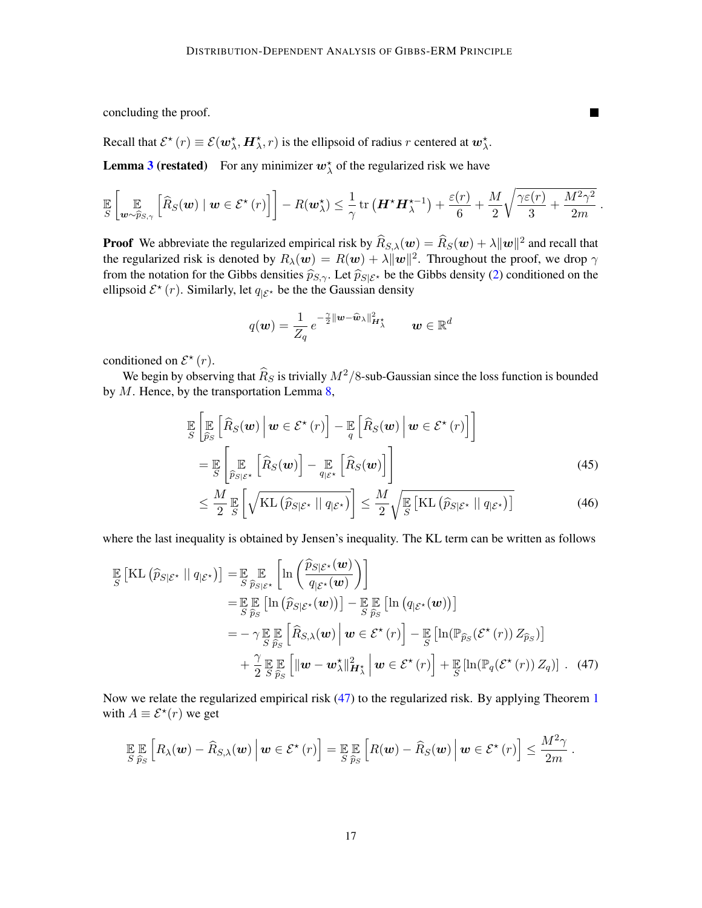concluding the proof. ■

Recall that $\mathcal{E}^\star(r) \equiv \mathcal{E}(\boldsymbol{w}_\lambda^\star, \boldsymbol{H}_\lambda^\star, r)$ is the ellipsoid of radius $r$ centered at $\boldsymbol{w}_\lambda^\star$.

**Lemma 3 (restated)** For any minimizer $\boldsymbol{w}_\lambda^\star$ of the regularized risk we have

$$\mathop{\mathbb{E}}_{S}\left[\mathop{\mathbb{E}}_{\boldsymbol{w}\sim\widehat{p}_{S,\gamma}}\left[\widehat{R}_S(\boldsymbol{w}) \mid \boldsymbol{w}\in\mathcal{E}^\star(r)\right]\right] - R(\boldsymbol{w}_\lambda^\star) \le \frac{1}{\gamma}\operatorname{tr}\left(\boldsymbol{H}^\star \boldsymbol{H}_\lambda^{\star-1}\right) + \frac{\varepsilon(r)}{6} + \frac{M}{2}\sqrt{\frac{\gamma\varepsilon(r)}{3} + \frac{M^2\gamma^2}{2m}}\,.$$

**Proof** We abbreviate the regularized empirical risk by $\widehat{R}_{S,\lambda}(\boldsymbol{w}) = \widehat{R}_S(\boldsymbol{w}) + \lambda\|\boldsymbol{w}\|^2$ and recall that the regularized risk is denoted by $R_\lambda(\boldsymbol{w}) = R(\boldsymbol{w}) + \lambda\|\boldsymbol{w}\|^2$. Throughout the proof, we drop $\gamma$ from the notation for the Gibbs densities $\widehat{p}_{S,\gamma}$. Let $\widehat{p}_{S|\mathcal{E}^\star}$ be the Gibbs density (2) conditioned on the ellipsoid $\mathcal{E}^\star(r)$. Similarly, let $q_{|\mathcal{E}^\star}$ be the the Gaussian density

$$q(\boldsymbol{w}) = \frac{1}{Z_q}\, e^{-\frac{\gamma}{2}\|\boldsymbol{w}-\widehat{\boldsymbol{w}}_\lambda\|^2_{\boldsymbol{H}_\lambda^\star}} \qquad \boldsymbol{w}\in\mathbb{R}^d$$

conditioned on $\mathcal{E}^\star(r)$.

We begin by observing that $\widehat{R}_S$ is trivially $M^2/8$-sub-Gaussian since the loss function is bounded by $M$. Hence, by the transportation Lemma 8,

$$\begin{aligned}
&\mathop{\mathbb{E}}_{S}\left[\mathop{\mathbb{E}}_{\widehat{p}_S}\left[\widehat{R}_S(\boldsymbol{w}) \,\middle|\, \boldsymbol{w}\in\mathcal{E}^\star(r)\right] - \mathop{\mathbb{E}}_{q}\left[\widehat{R}_S(\boldsymbol{w}) \,\middle|\, \boldsymbol{w}\in\mathcal{E}^\star(r)\right]\right] \\
&\quad = \mathop{\mathbb{E}}_{S}\left[\mathop{\mathbb{E}}_{\widehat{p}_{S|\mathcal{E}^\star}}\left[\widehat{R}_S(\boldsymbol{w})\right] - \mathop{\mathbb{E}}_{q_{|\mathcal{E}^\star}}\left[\widehat{R}_S(\boldsymbol{w})\right]\right] &(45)\\
&\quad \le \frac{M}{2}\mathop{\mathbb{E}}_{S}\left[\sqrt{\mathrm{KL}\left(\widehat{p}_{S|\mathcal{E}^\star} \,||\, q_{|\mathcal{E}^\star}\right)}\right] \le \frac{M}{2}\sqrt{\mathop{\mathbb{E}}_{S}\left[\mathrm{KL}\left(\widehat{p}_{S|\mathcal{E}^\star} \,||\, q_{|\mathcal{E}^\star}\right)\right]} &(46)
\end{aligned}$$

where the last inequality is obtained by Jensen's inequality. The KL term can be written as follows

$$\begin{aligned}
\mathop{\mathbb{E}}_{S}\left[\mathrm{KL}\left(\widehat{p}_{S|\mathcal{E}^\star} \,||\, q_{|\mathcal{E}^\star}\right)\right] =& \mathop{\mathbb{E}}_{S}\mathop{\mathbb{E}}_{\widehat{p}_{S|\mathcal{E}^\star}}\left[\ln\left(\frac{\widehat{p}_{S|\mathcal{E}^\star}(\boldsymbol{w})}{q_{|\mathcal{E}^\star}(\boldsymbol{w})}\right)\right] \\
=& \mathop{\mathbb{E}}_{S}\mathop{\mathbb{E}}_{\widehat{p}_S}\left[\ln\left(\widehat{p}_{S|\mathcal{E}^\star}(\boldsymbol{w})\right)\right] - \mathop{\mathbb{E}}_{S}\mathop{\mathbb{E}}_{\widehat{p}_S}\left[\ln\left(q_{|\mathcal{E}^\star}(\boldsymbol{w})\right)\right] \\
=& -\gamma\mathop{\mathbb{E}}_{S}\mathop{\mathbb{E}}_{\widehat{p}_S}\left[\widehat{R}_{S,\lambda}(\boldsymbol{w}) \,\middle|\, \boldsymbol{w}\in\mathcal{E}^\star(r)\right] - \mathop{\mathbb{E}}_{S}\left[\ln(\mathbb{P}_{\widehat{p}_S}(\mathcal{E}^\star(r))\, Z_{\widehat{p}_S})\right] \\
&+ \frac{\gamma}{2}\mathop{\mathbb{E}}_{S}\mathop{\mathbb{E}}_{\widehat{p}_S}\left[\|\boldsymbol{w}-\boldsymbol{w}_\lambda^\star\|^2_{\boldsymbol{H}_\lambda^\star} \,\middle|\, \boldsymbol{w}\in\mathcal{E}^\star(r)\right] + \mathop{\mathbb{E}}_{S}\left[\ln(\mathbb{P}_q(\mathcal{E}^\star(r))\, Z_q)\right]\,. \quad (47)
\end{aligned}$$

Now we relate the regularized empirical risk (47) to the regularized risk. By applying Theorem 1 with $A \equiv \mathcal{E}^\star(r)$ we get

$$\mathop{\mathbb{E}}_{S}\mathop{\mathbb{E}}_{\widehat{p}_S}\left[R_\lambda(\boldsymbol{w}) - \widehat{R}_{S,\lambda}(\boldsymbol{w}) \,\middle|\, \boldsymbol{w}\in\mathcal{E}^\star(r)\right] = \mathop{\mathbb{E}}_{S}\mathop{\mathbb{E}}_{\widehat{p}_S}\left[R(\boldsymbol{w}) - \widehat{R}_S(\boldsymbol{w}) \,\middle|\, \boldsymbol{w}\in\mathcal{E}^\star(r)\right] \le \frac{M^2\gamma}{2m}\,.$$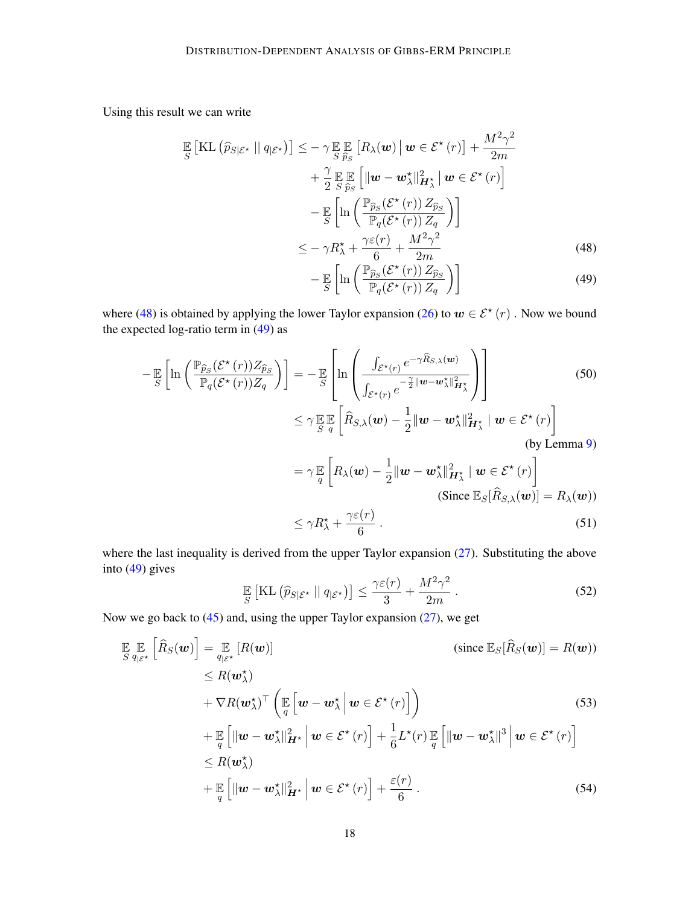Using this result we can write

$$
\begin{aligned}
\mathop{\mathbb{E}}_{S}\left[\mathrm{KL}\left(\widehat{p}_{S|\mathcal{E}^\star} \;||\; q_{|\mathcal{E}^\star}\right)\right] \leq & -\gamma \mathop{\mathbb{E}}_{S}\mathop{\mathbb{E}}_{\widehat{p}_S}\left[R_\lambda(\boldsymbol{w}) \,\middle|\, \boldsymbol{w}\in\mathcal{E}^\star(r)\right] + \frac{M^2\gamma^2}{2m} \\
& + \frac{\gamma}{2}\mathop{\mathbb{E}}_{S}\mathop{\mathbb{E}}_{\widehat{p}_S}\left[\|\boldsymbol{w}-\boldsymbol{w}_\lambda^\star\|^2_{\boldsymbol{H}_\lambda^\star} \,\middle|\, \boldsymbol{w}\in\mathcal{E}^\star(r)\right] \\
& - \mathop{\mathbb{E}}_{S}\left[\ln\left(\frac{\mathbb{P}_{\widehat{p}_S}(\mathcal{E}^\star(r))\, Z_{\widehat{p}_S}}{\mathbb{P}_q(\mathcal{E}^\star(r))\, Z_q}\right)\right] \\
\leq & -\gamma R_\lambda^\star + \frac{\gamma\varepsilon(r)}{6} + \frac{M^2\gamma^2}{2m} \qquad (48) \\
& - \mathop{\mathbb{E}}_{S}\left[\ln\left(\frac{\mathbb{P}_{\widehat{p}_S}(\mathcal{E}^\star(r))\, Z_{\widehat{p}_S}}{\mathbb{P}_q(\mathcal{E}^\star(r))\, Z_q}\right)\right] \qquad (49)
\end{aligned}
$$

where (48) is obtained by applying the lower Taylor expansion (26) to $\boldsymbol{w}\in\mathcal{E}^\star(r)$ . Now we bound the expected log-ratio term in (49) as

$$
\begin{aligned}
-\mathop{\mathbb{E}}_{S}\left[\ln\left(\frac{\mathbb{P}_{\widehat{p}_S}(\mathcal{E}^\star(r))Z_{\widehat{p}_S}}{\mathbb{P}_q(\mathcal{E}^\star(r))Z_q}\right)\right] &= -\mathop{\mathbb{E}}_{S}\left[\ln\left(\frac{\int_{\mathcal{E}^\star(r)} e^{-\gamma \widehat{R}_{S,\lambda}(\boldsymbol{w})}}{\int_{\mathcal{E}^\star(r)} e^{-\frac{\gamma}{2}\|\boldsymbol{w}-\boldsymbol{w}_\lambda^\star\|^2_{\boldsymbol{H}_\lambda^\star}}}\right)\right] \qquad (50) \\
&\leq \gamma \mathop{\mathbb{E}}_{S}\mathop{\mathbb{E}}_{q}\left[\widehat{R}_{S,\lambda}(\boldsymbol{w}) - \frac{1}{2}\|\boldsymbol{w}-\boldsymbol{w}_\lambda^\star\|^2_{\boldsymbol{H}_\lambda^\star} \mid \boldsymbol{w}\in\mathcal{E}^\star(r)\right] \\
&\qquad\qquad \text{(by Lemma 9)} \\
&= \gamma \mathop{\mathbb{E}}_{q}\left[R_\lambda(\boldsymbol{w}) - \frac{1}{2}\|\boldsymbol{w}-\boldsymbol{w}_\lambda^\star\|^2_{\boldsymbol{H}_\lambda^\star} \mid \boldsymbol{w}\in\mathcal{E}^\star(r)\right] \\
&\qquad\qquad \text{(Since } \mathbb{E}_S[\widehat{R}_{S,\lambda}(\boldsymbol{w})] = R_\lambda(\boldsymbol{w})\text{)} \\
&\leq \gamma R_\lambda^\star + \frac{\gamma\varepsilon(r)}{6}\,. \qquad (51)
\end{aligned}
$$

where the last inequality is derived from the upper Taylor expansion (27). Substituting the above into (49) gives

$$
\mathop{\mathbb{E}}_{S}\left[\mathrm{KL}\left(\widehat{p}_{S|\mathcal{E}^\star} \;||\; q_{|\mathcal{E}^\star}\right)\right] \leq \frac{\gamma\varepsilon(r)}{3} + \frac{M^2\gamma^2}{2m}\,. \qquad (52)
$$

Now we go back to (45) and, using the upper Taylor expansion (27), we get

$$
\begin{aligned}
\mathop{\mathbb{E}}_{S}\mathop{\mathbb{E}}_{q_{|\mathcal{E}^\star}}\left[\widehat{R}_S(\boldsymbol{w})\right] &= \mathop{\mathbb{E}}_{q_{|\mathcal{E}^\star}}\left[R(\boldsymbol{w})\right] \qquad \text{(since } \mathbb{E}_S[\widehat{R}_S(\boldsymbol{w})] = R(\boldsymbol{w})\text{)} \\
&\leq R(\boldsymbol{w}_\lambda^\star) \\
&\quad + \nabla R(\boldsymbol{w}_\lambda^\star)^\top\left(\mathop{\mathbb{E}}_{q}\left[\boldsymbol{w}-\boldsymbol{w}_\lambda^\star \,\middle|\, \boldsymbol{w}\in\mathcal{E}^\star(r)\right]\right) \qquad (53) \\
&\quad + \mathop{\mathbb{E}}_{q}\left[\|\boldsymbol{w}-\boldsymbol{w}_\lambda^\star\|^2_{\boldsymbol{H}^\star} \,\middle|\, \boldsymbol{w}\in\mathcal{E}^\star(r)\right] + \frac{1}{6}L^\star(r)\mathop{\mathbb{E}}_{q}\left[\|\boldsymbol{w}-\boldsymbol{w}_\lambda^\star\|^3 \,\middle|\, \boldsymbol{w}\in\mathcal{E}^\star(r)\right] \\
&\leq R(\boldsymbol{w}_\lambda^\star) \\
&\quad + \mathop{\mathbb{E}}_{q}\left[\|\boldsymbol{w}-\boldsymbol{w}_\lambda^\star\|^2_{\boldsymbol{H}^\star} \,\middle|\, \boldsymbol{w}\in\mathcal{E}^\star(r)\right] + \frac{\varepsilon(r)}{6}\,. \qquad (54)
\end{aligned}
$$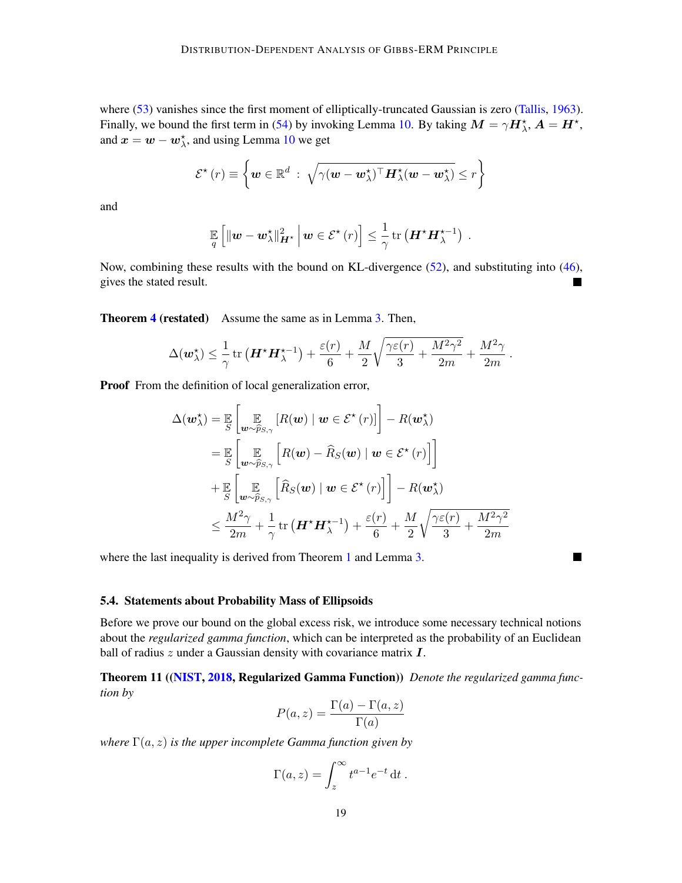where (53) vanishes since the first moment of elliptically-truncated Gaussian is zero (Tallis, 1963). Finally, we bound the first term in (54) by invoking Lemma 10. By taking $\boldsymbol{M} = \gamma \boldsymbol{H}_\lambda^\star$, $\boldsymbol{A} = \boldsymbol{H}^\star$, and $\boldsymbol{x} = \boldsymbol{w} - \boldsymbol{w}_\lambda^\star$, and using Lemma 10 we get

$$
\mathcal{E}^\star(r) \equiv \left\{ \boldsymbol{w} \in \mathbb{R}^d \ : \ \sqrt{\gamma (\boldsymbol{w} - \boldsymbol{w}_\lambda^\star)^\top \boldsymbol{H}_\lambda^\star (\boldsymbol{w} - \boldsymbol{w}_\lambda^\star)} \le r \right\}
$$

and

$$
\mathop{\mathbb{E}}_{q} \left[ \|\boldsymbol{w} - \boldsymbol{w}_\lambda^\star\|_{\boldsymbol{H}^\star}^2 \,\middle|\, \boldsymbol{w} \in \mathcal{E}^\star(r) \right] \le \frac{1}{\gamma} \operatorname{tr}\left( \boldsymbol{H}^\star \boldsymbol{H}_\lambda^{\star -1} \right) .
$$

Now, combining these results with the bound on KL-divergence (52), and substituting into (46), gives the stated result. ∎

**Theorem 4 (restated)** Assume the same as in Lemma 3. Then,

$$
\Delta(\boldsymbol{w}_\lambda^\star) \le \frac{1}{\gamma} \operatorname{tr}\left( \boldsymbol{H}^\star \boldsymbol{H}_\lambda^{\star -1} \right) + \frac{\varepsilon(r)}{6} + \frac{M}{2} \sqrt{\frac{\gamma \varepsilon(r)}{3} + \frac{M^2 \gamma^2}{2m}} + \frac{M^2 \gamma}{2m} .
$$

**Proof** From the definition of local generalization error,

$$
\begin{aligned}
\Delta(\boldsymbol{w}_\lambda^\star) &= \mathop{\mathbb{E}}_{S} \left[ \mathop{\mathbb{E}}_{\boldsymbol{w} \sim \widehat{p}_{S,\gamma}} \left[ R(\boldsymbol{w}) \mid \boldsymbol{w} \in \mathcal{E}^\star(r) \right] \right] - R(\boldsymbol{w}_\lambda^\star) \\
&= \mathop{\mathbb{E}}_{S} \left[ \mathop{\mathbb{E}}_{\boldsymbol{w} \sim \widehat{p}_{S,\gamma}} \left[ R(\boldsymbol{w}) - \widehat{R}_S(\boldsymbol{w}) \mid \boldsymbol{w} \in \mathcal{E}^\star(r) \right] \right] \\
&+ \mathop{\mathbb{E}}_{S} \left[ \mathop{\mathbb{E}}_{\boldsymbol{w} \sim \widehat{p}_{S,\gamma}} \left[ \widehat{R}_S(\boldsymbol{w}) \mid \boldsymbol{w} \in \mathcal{E}^\star(r) \right] \right] - R(\boldsymbol{w}_\lambda^\star) \\
&\le \frac{M^2 \gamma}{2m} + \frac{1}{\gamma} \operatorname{tr}\left( \boldsymbol{H}^\star \boldsymbol{H}_\lambda^{\star -1} \right) + \frac{\varepsilon(r)}{6} + \frac{M}{2} \sqrt{\frac{\gamma \varepsilon(r)}{3} + \frac{M^2 \gamma^2}{2m}}
\end{aligned}
$$

where the last inequality is derived from Theorem 1 and Lemma 3. ∎

### 5.4. Statements about Probability Mass of Ellipsoids

Before we prove our bound on the global excess risk, we introduce some necessary technical notions about the *regularized gamma function*, which can be interpreted as the probability of an Euclidean ball of radius $z$ under a Gaussian density with covariance matrix $\boldsymbol{I}$.

**Theorem 11 ((NIST, 2018, Regularized Gamma Function))** *Denote the regularized gamma function by*

$$
P(a, z) = \frac{\Gamma(a) - \Gamma(a, z)}{\Gamma(a)}
$$

*where $\Gamma(a, z)$ is the upper incomplete Gamma function given by*

$$
\Gamma(a, z) = \int_z^\infty t^{a-1} e^{-t} \, \mathrm{d}t .
$$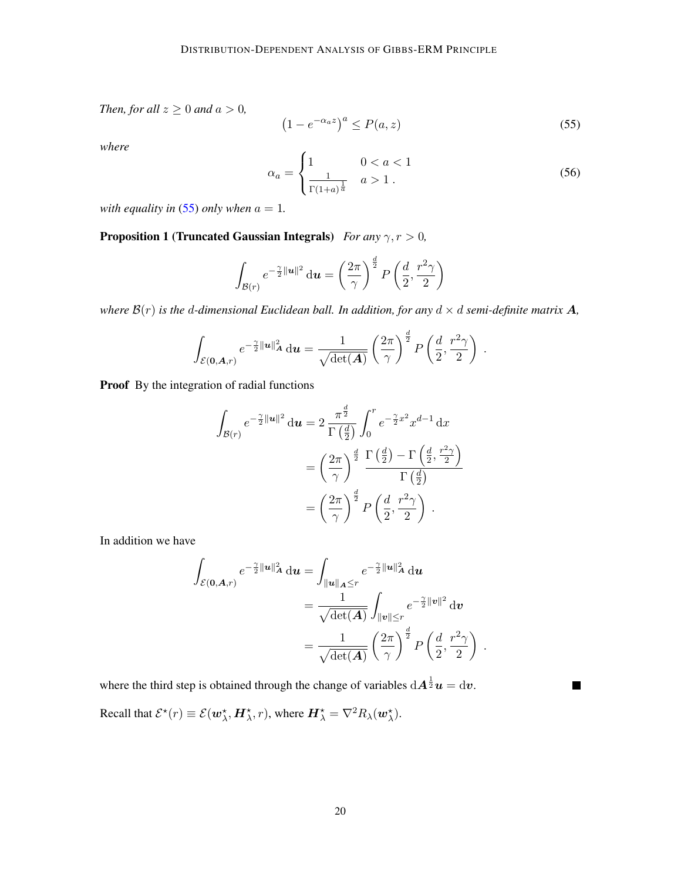*Then, for all $z \geq 0$ and $a > 0$,*

$$\left(1 - e^{-\alpha_a z}\right)^a \leq P(a, z) \tag{55}$$

*where*

$$\alpha_a = \begin{cases} 1 & 0 < a < 1 \\ \frac{1}{\Gamma(1+a)^{\frac{1}{a}}} & a > 1 \,. \end{cases} \tag{56}$$

*with equality in (55) only when $a = 1$.*

**Proposition 1 (Truncated Gaussian Integrals)** *For any $\gamma, r > 0$,*

$$\int_{\mathcal{B}(r)} e^{-\frac{\gamma}{2}\|\boldsymbol{u}\|^2} \, \mathrm{d}\boldsymbol{u} = \left(\frac{2\pi}{\gamma}\right)^{\frac{d}{2}} P\left(\frac{d}{2}, \frac{r^2\gamma}{2}\right)$$

*where $\mathcal{B}(r)$ is the $d$-dimensional Euclidean ball. In addition, for any $d \times d$ semi-definite matrix $\boldsymbol{A}$,*

$$\int_{\mathcal{E}(\boldsymbol{0},\boldsymbol{A},r)} e^{-\frac{\gamma}{2}\|\boldsymbol{u}\|_{\boldsymbol{A}}^2} \, \mathrm{d}\boldsymbol{u} = \frac{1}{\sqrt{\det(\boldsymbol{A})}} \left(\frac{2\pi}{\gamma}\right)^{\frac{d}{2}} P\left(\frac{d}{2}, \frac{r^2\gamma}{2}\right) \,.$$

**Proof** By the integration of radial functions

$$\begin{aligned}
\int_{\mathcal{B}(r)} e^{-\frac{\gamma}{2}\|\boldsymbol{u}\|^2} \, \mathrm{d}\boldsymbol{u} &= 2\,\frac{\pi^{\frac{d}{2}}}{\Gamma\left(\frac{d}{2}\right)} \int_0^r e^{-\frac{\gamma}{2}x^2} x^{d-1} \, \mathrm{d}x \\
&= \left(\frac{2\pi}{\gamma}\right)^{\frac{d}{2}} \frac{\Gamma\left(\frac{d}{2}\right) - \Gamma\left(\frac{d}{2}, \frac{r^2\gamma}{2}\right)}{\Gamma\left(\frac{d}{2}\right)} \\
&= \left(\frac{2\pi}{\gamma}\right)^{\frac{d}{2}} P\left(\frac{d}{2}, \frac{r^2\gamma}{2}\right) \,.
\end{aligned}$$

In addition we have

$$\begin{aligned}
\int_{\mathcal{E}(\boldsymbol{0},\boldsymbol{A},r)} e^{-\frac{\gamma}{2}\|\boldsymbol{u}\|_{\boldsymbol{A}}^2} \, \mathrm{d}\boldsymbol{u} &= \int_{\|\boldsymbol{u}\|_{\boldsymbol{A}} \leq r} e^{-\frac{\gamma}{2}\|\boldsymbol{u}\|_{\boldsymbol{A}}^2} \, \mathrm{d}\boldsymbol{u} \\
&= \frac{1}{\sqrt{\det(\boldsymbol{A})}} \int_{\|\boldsymbol{v}\| \leq r} e^{-\frac{\gamma}{2}\|\boldsymbol{v}\|^2} \, \mathrm{d}\boldsymbol{v} \\
&= \frac{1}{\sqrt{\det(\boldsymbol{A})}} \left(\frac{2\pi}{\gamma}\right)^{\frac{d}{2}} P\left(\frac{d}{2}, \frac{r^2\gamma}{2}\right) \,.
\end{aligned}$$

where the third step is obtained through the change of variables $\mathrm{d}\boldsymbol{A}^{\frac{1}{2}}\boldsymbol{u} = \mathrm{d}\boldsymbol{v}$. ■

Recall that $\mathcal{E}^\star(r) \equiv \mathcal{E}(\boldsymbol{w}_\lambda^\star, \boldsymbol{H}_\lambda^\star, r)$, where $\boldsymbol{H}_\lambda^\star = \nabla^2 R_\lambda(\boldsymbol{w}_\lambda^\star)$.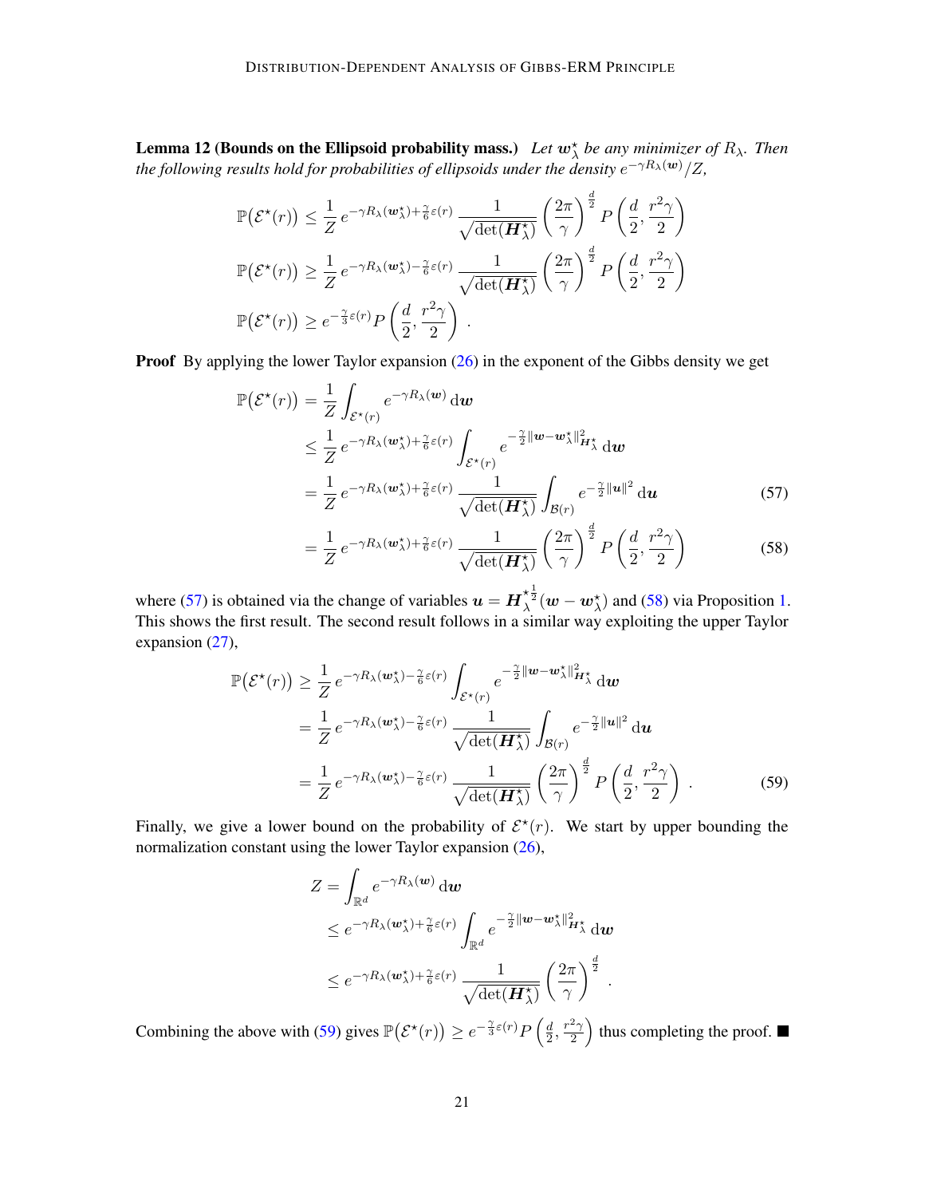**Lemma 12 (Bounds on the Ellipsoid probability mass.)** *Let $\boldsymbol{w}_\lambda^\star$ be any minimizer of $R_\lambda$. Then the following results hold for probabilities of ellipsoids under the density $e^{-\gamma R_\lambda(\boldsymbol{w})}/Z$,*

$$
\begin{aligned}
\mathbb{P}\big(\mathcal{E}^\star(r)\big) &\leq \frac{1}{Z}\, e^{-\gamma R_\lambda(\boldsymbol{w}_\lambda^\star)+\frac{\gamma}{6}\varepsilon(r)}\, \frac{1}{\sqrt{\det(\boldsymbol{H}_\lambda^\star)}} \left(\frac{2\pi}{\gamma}\right)^{\frac{d}{2}} P\left(\frac{d}{2}, \frac{r^2\gamma}{2}\right) \\
\mathbb{P}\big(\mathcal{E}^\star(r)\big) &\geq \frac{1}{Z}\, e^{-\gamma R_\lambda(\boldsymbol{w}_\lambda^\star)-\frac{\gamma}{6}\varepsilon(r)}\, \frac{1}{\sqrt{\det(\boldsymbol{H}_\lambda^\star)}} \left(\frac{2\pi}{\gamma}\right)^{\frac{d}{2}} P\left(\frac{d}{2}, \frac{r^2\gamma}{2}\right) \\
\mathbb{P}\big(\mathcal{E}^\star(r)\big) &\geq e^{-\frac{\gamma}{3}\varepsilon(r)} P\left(\frac{d}{2}, \frac{r^2\gamma}{2}\right)\,.
\end{aligned}
$$

**Proof** By applying the lower Taylor expansion (26) in the exponent of the Gibbs density we get

$$
\begin{aligned}
\mathbb{P}\big(\mathcal{E}^\star(r)\big) &= \frac{1}{Z}\int_{\mathcal{E}^\star(r)} e^{-\gamma R_\lambda(\boldsymbol{w})}\,\mathrm{d}\boldsymbol{w} \\
&\leq \frac{1}{Z}\, e^{-\gamma R_\lambda(\boldsymbol{w}_\lambda^\star)+\frac{\gamma}{6}\varepsilon(r)} \int_{\mathcal{E}^\star(r)} e^{-\frac{\gamma}{2}\|\boldsymbol{w}-\boldsymbol{w}_\lambda^\star\|^2_{\boldsymbol{H}_\lambda^\star}}\,\mathrm{d}\boldsymbol{w} \\
&= \frac{1}{Z}\, e^{-\gamma R_\lambda(\boldsymbol{w}_\lambda^\star)+\frac{\gamma}{6}\varepsilon(r)}\, \frac{1}{\sqrt{\det(\boldsymbol{H}_\lambda^\star)}} \int_{\mathcal{B}(r)} e^{-\frac{\gamma}{2}\|\boldsymbol{u}\|^2}\,\mathrm{d}\boldsymbol{u} \qquad (57)\\
&= \frac{1}{Z}\, e^{-\gamma R_\lambda(\boldsymbol{w}_\lambda^\star)+\frac{\gamma}{6}\varepsilon(r)}\, \frac{1}{\sqrt{\det(\boldsymbol{H}_\lambda^\star)}} \left(\frac{2\pi}{\gamma}\right)^{\frac{d}{2}} P\left(\frac{d}{2}, \frac{r^2\gamma}{2}\right) \qquad (58)
\end{aligned}
$$

where (57) is obtained via the change of variables $\boldsymbol{u} = {\boldsymbol{H}_\lambda^\star}^{\frac{1}{2}}(\boldsymbol{w}-\boldsymbol{w}_\lambda^\star)$ and (58) via Proposition 1. This shows the first result. The second result follows in a similar way exploiting the upper Taylor expansion (27),

$$
\begin{aligned}
\mathbb{P}\big(\mathcal{E}^\star(r)\big) &\geq \frac{1}{Z}\, e^{-\gamma R_\lambda(\boldsymbol{w}_\lambda^\star)-\frac{\gamma}{6}\varepsilon(r)} \int_{\mathcal{E}^\star(r)} e^{-\frac{\gamma}{2}\|\boldsymbol{w}-\boldsymbol{w}_\lambda^\star\|^2_{\boldsymbol{H}_\lambda^\star}}\,\mathrm{d}\boldsymbol{w} \\
&= \frac{1}{Z}\, e^{-\gamma R_\lambda(\boldsymbol{w}_\lambda^\star)-\frac{\gamma}{6}\varepsilon(r)}\, \frac{1}{\sqrt{\det(\boldsymbol{H}_\lambda^\star)}} \int_{\mathcal{B}(r)} e^{-\frac{\gamma}{2}\|\boldsymbol{u}\|^2}\,\mathrm{d}\boldsymbol{u} \\
&= \frac{1}{Z}\, e^{-\gamma R_\lambda(\boldsymbol{w}_\lambda^\star)-\frac{\gamma}{6}\varepsilon(r)}\, \frac{1}{\sqrt{\det(\boldsymbol{H}_\lambda^\star)}} \left(\frac{2\pi}{\gamma}\right)^{\frac{d}{2}} P\left(\frac{d}{2}, \frac{r^2\gamma}{2}\right)\,. \qquad (59)
\end{aligned}
$$

Finally, we give a lower bound on the probability of $\mathcal{E}^\star(r)$. We start by upper bounding the normalization constant using the lower Taylor expansion (26),

$$
\begin{aligned}
Z &= \int_{\mathbb{R}^d} e^{-\gamma R_\lambda(\boldsymbol{w})}\,\mathrm{d}\boldsymbol{w} \\
&\leq e^{-\gamma R_\lambda(\boldsymbol{w}_\lambda^\star)+\frac{\gamma}{6}\varepsilon(r)} \int_{\mathbb{R}^d} e^{-\frac{\gamma}{2}\|\boldsymbol{w}-\boldsymbol{w}_\lambda^\star\|^2_{\boldsymbol{H}_\lambda^\star}}\,\mathrm{d}\boldsymbol{w} \\
&\leq e^{-\gamma R_\lambda(\boldsymbol{w}_\lambda^\star)+\frac{\gamma}{6}\varepsilon(r)}\, \frac{1}{\sqrt{\det(\boldsymbol{H}_\lambda^\star)}} \left(\frac{2\pi}{\gamma}\right)^{\frac{d}{2}}\,.
\end{aligned}
$$

Combining the above with (59) gives $\mathbb{P}\big(\mathcal{E}^\star(r)\big) \geq e^{-\frac{\gamma}{3}\varepsilon(r)} P\left(\frac{d}{2}, \frac{r^2\gamma}{2}\right)$ thus completing the proof. ∎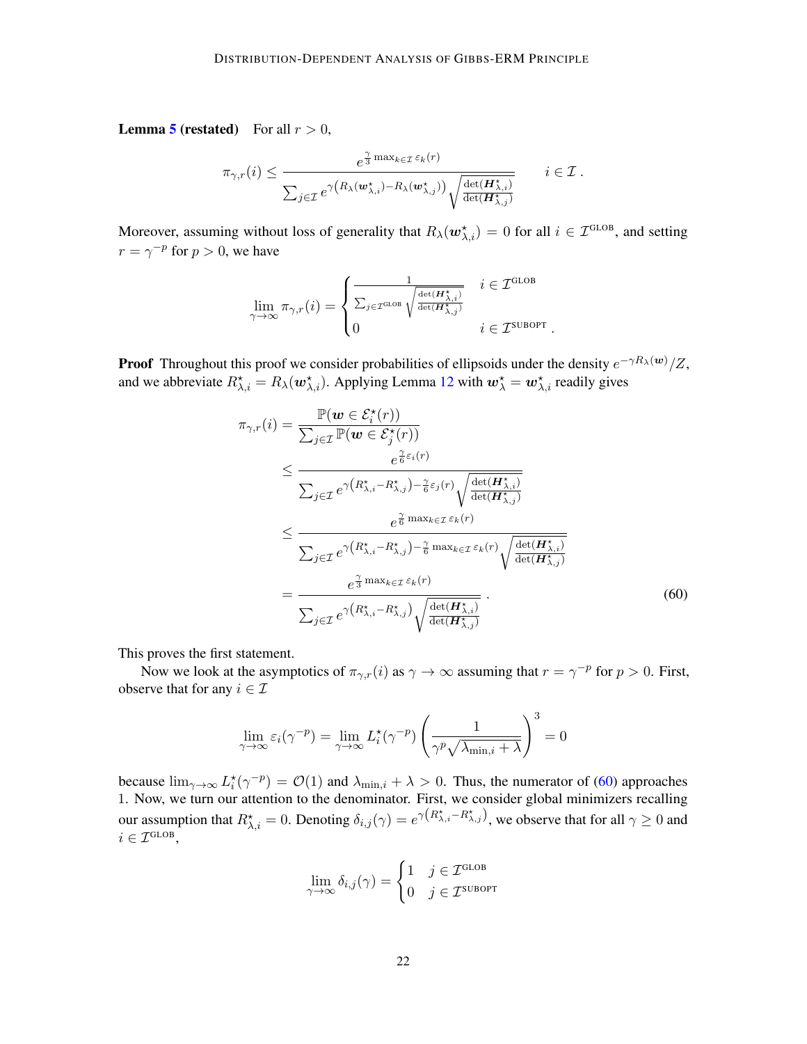**Lemma 5 (restated)** For all $r > 0$,

$$
\pi_{\gamma,r}(i) \leq \frac{e^{\frac{\gamma}{3}\max_{k\in\mathcal{I}}\varepsilon_k(r)}}{\sum_{j\in\mathcal{I}} e^{\gamma\left(R_\lambda(\boldsymbol{w}^\star_{\lambda,i}) - R_\lambda(\boldsymbol{w}^\star_{\lambda,j})\right)}\sqrt{\frac{\det(\boldsymbol{H}^\star_{\lambda,i})}{\det(\boldsymbol{H}^\star_{\lambda,j})}}} \qquad i \in \mathcal{I}\,.
$$

Moreover, assuming without loss of generality that $R_\lambda(\boldsymbol{w}^\star_{\lambda,i}) = 0$ for all $i \in \mathcal{I}^{\text{GLOB}}$, and setting $r = \gamma^{-p}$ for $p > 0$, we have

$$
\lim_{\gamma\to\infty} \pi_{\gamma,r}(i) = \begin{cases} \frac{1}{\sum_{j\in\mathcal{I}^{\text{GLOB}}}\sqrt{\frac{\det(\boldsymbol{H}^\star_{\lambda,i})}{\det(\boldsymbol{H}^\star_{\lambda,j})}}} & i \in \mathcal{I}^{\text{GLOB}} \\ 0 & i \in \mathcal{I}^{\text{SUBOPT}}\,. \end{cases}
$$

**Proof** Throughout this proof we consider probabilities of ellipsoids under the density $e^{-\gamma R_\lambda(\boldsymbol{w})}/Z$, and we abbreviate $R^\star_{\lambda,i} = R_\lambda(\boldsymbol{w}^\star_{\lambda,i})$. Applying Lemma 12 with $\boldsymbol{w}^\star_\lambda = \boldsymbol{w}^\star_{\lambda,i}$ readily gives

$$
\begin{aligned}
\pi_{\gamma,r}(i) &= \frac{\mathbb{P}(\boldsymbol{w} \in \mathcal{E}^\star_i(r))}{\sum_{j\in\mathcal{I}}\mathbb{P}(\boldsymbol{w}\in\mathcal{E}^\star_j(r))} \\
&\leq \frac{e^{\frac{\gamma}{6}\varepsilon_i(r)}}{\sum_{j\in\mathcal{I}} e^{\gamma\left(R^\star_{\lambda,i} - R^\star_{\lambda,j}\right) - \frac{\gamma}{6}\varepsilon_j(r)}\sqrt{\frac{\det(\boldsymbol{H}^\star_{\lambda,i})}{\det(\boldsymbol{H}^\star_{\lambda,j})}}} \\
&\leq \frac{e^{\frac{\gamma}{6}\max_{k\in\mathcal{I}}\varepsilon_k(r)}}{\sum_{j\in\mathcal{I}} e^{\gamma\left(R^\star_{\lambda,i} - R^\star_{\lambda,j}\right) - \frac{\gamma}{6}\max_{k\in\mathcal{I}}\varepsilon_k(r)}\sqrt{\frac{\det(\boldsymbol{H}^\star_{\lambda,i})}{\det(\boldsymbol{H}^\star_{\lambda,j})}}} \\
&= \frac{e^{\frac{\gamma}{3}\max_{k\in\mathcal{I}}\varepsilon_k(r)}}{\sum_{j\in\mathcal{I}} e^{\gamma\left(R^\star_{\lambda,i} - R^\star_{\lambda,j}\right)}\sqrt{\frac{\det(\boldsymbol{H}^\star_{\lambda,i})}{\det(\boldsymbol{H}^\star_{\lambda,j})}}}\,. 
\end{aligned} \tag{60}
$$

This proves the first statement.

Now we look at the asymptotics of $\pi_{\gamma,r}(i)$ as $\gamma \to \infty$ assuming that $r = \gamma^{-p}$ for $p > 0$. First, observe that for any $i \in \mathcal{I}$

$$
\lim_{\gamma\to\infty}\varepsilon_i(\gamma^{-p}) = \lim_{\gamma\to\infty} L^\star_i(\gamma^{-p})\left(\frac{1}{\gamma^p\sqrt{\lambda_{\min,i}+\lambda}}\right)^3 = 0
$$

because $\lim_{\gamma\to\infty} L^\star_i(\gamma^{-p}) = \mathcal{O}(1)$ and $\lambda_{\min,i} + \lambda > 0$. Thus, the numerator of (60) approaches 1. Now, we turn our attention to the denominator. First, we consider global minimizers recalling our assumption that $R^\star_{\lambda,i} = 0$. Denoting $\delta_{i,j}(\gamma) = e^{\gamma\left(R^\star_{\lambda,i} - R^\star_{\lambda,j}\right)}$, we observe that for all $\gamma \geq 0$ and $i \in \mathcal{I}^{\text{GLOB}}$,

$$
\lim_{\gamma\to\infty}\delta_{i,j}(\gamma) = \begin{cases} 1 & j \in \mathcal{I}^{\text{GLOB}} \\ 0 & j \in \mathcal{I}^{\text{SUBOPT}} \end{cases}
$$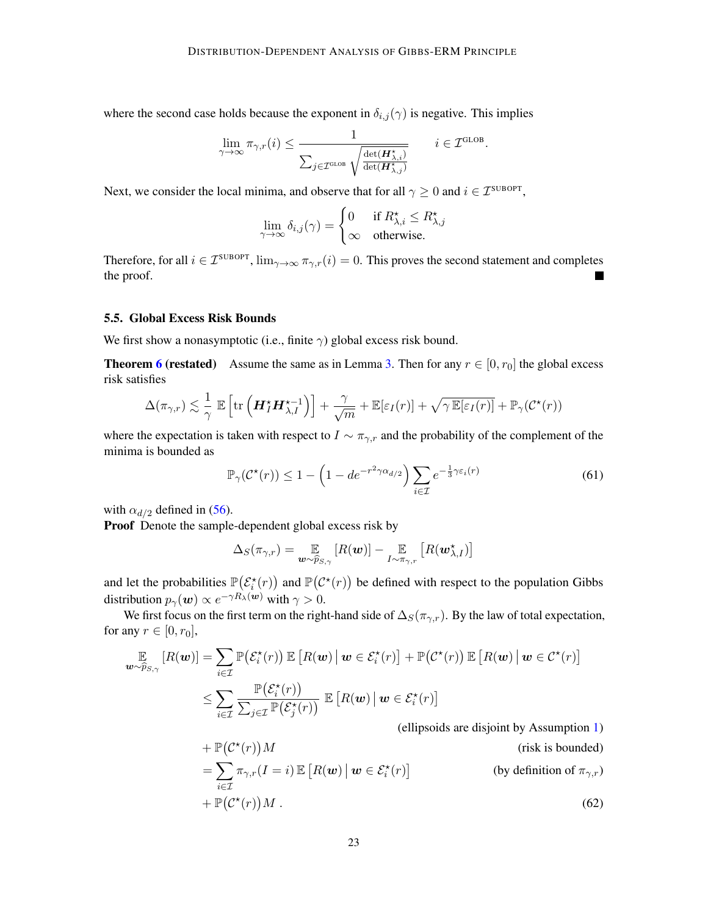where the second case holds because the exponent in $\delta_{i,j}(\gamma)$ is negative. This implies

$$\lim_{\gamma\to\infty} \pi_{\gamma,r}(i) \leq \frac{1}{\sum_{j\in\mathcal{I}^{\text{GLOB}}} \sqrt{\frac{\det(\boldsymbol{H}^\star_{\lambda,i})}{\det(\boldsymbol{H}^\star_{\lambda,j})}}} \qquad i \in \mathcal{I}^{\text{GLOB}}.$$

Next, we consider the local minima, and observe that for all $\gamma \geq 0$ and $i \in \mathcal{I}^{\text{SUBOPT}}$,

$$\lim_{\gamma\to\infty} \delta_{i,j}(\gamma) = \begin{cases} 0 & \text{if } R^\star_{\lambda,i} \leq R^\star_{\lambda,j} \\ \infty & \text{otherwise.} \end{cases}$$

Therefore, for all $i \in \mathcal{I}^{\text{SUBOPT}}$, $\lim_{\gamma\to\infty} \pi_{\gamma,r}(i) = 0$. This proves the second statement and completes the proof. ∎

### 5.5. Global Excess Risk Bounds

We first show a nonasymptotic (i.e., finite $\gamma$) global excess risk bound.

**Theorem 6 (restated)** Assume the same as in Lemma 3. Then for any $r \in [0, r_0]$ the global excess risk satisfies

$$\Delta(\pi_{\gamma,r}) \lesssim \frac{1}{\gamma}\, \mathbb{E}\left[\operatorname{tr}\left(\boldsymbol{H}^\star_I \boldsymbol{H}^{\star-1}_{\lambda,I}\right)\right] + \frac{\gamma}{\sqrt{m}} + \mathbb{E}[\varepsilon_I(r)] + \sqrt{\gamma\, \mathbb{E}[\varepsilon_I(r)]} + \mathbb{P}_\gamma(\mathcal{C}^\star(r))$$

where the expectation is taken with respect to $I \sim \pi_{\gamma,r}$ and the probability of the complement of the minima is bounded as

$$\mathbb{P}_\gamma(\mathcal{C}^\star(r)) \leq 1 - \left(1 - d e^{-r^2\gamma\alpha_{d/2}}\right) \sum_{i\in\mathcal{I}} e^{-\frac{1}{3}\gamma\varepsilon_i(r)} \tag{61}$$

with $\alpha_{d/2}$ defined in (56).

**Proof** Denote the sample-dependent global excess risk by

$$\Delta_S(\pi_{\gamma,r}) = \mathop{\mathbb{E}}_{\boldsymbol{w}\sim\widehat{p}_{S,\gamma}}[R(\boldsymbol{w})] - \mathop{\mathbb{E}}_{I\sim\pi_{\gamma,r}}\left[R(\boldsymbol{w}^\star_{\lambda,I})\right]$$

and let the probabilities $\mathbb{P}\big(\mathcal{E}^\star_i(r)\big)$ and $\mathbb{P}\big(\mathcal{C}^\star(r)\big)$ be defined with respect to the population Gibbs distribution $p_\gamma(\boldsymbol{w}) \propto e^{-\gamma R_\lambda(\boldsymbol{w})}$ with $\gamma > 0$.

We first focus on the first term on the right-hand side of $\Delta_S(\pi_{\gamma,r})$. By the law of total expectation, for any $r \in [0, r_0]$,

$$\begin{aligned}
\mathop{\mathbb{E}}_{\boldsymbol{w}\sim\widehat{p}_{S,\gamma}}[R(\boldsymbol{w})] &= \sum_{i\in\mathcal{I}} \mathbb{P}\big(\mathcal{E}^\star_i(r)\big)\, \mathbb{E}\left[R(\boldsymbol{w}) \,\middle|\, \boldsymbol{w} \in \mathcal{E}^\star_i(r)\right] + \mathbb{P}\big(\mathcal{C}^\star(r)\big)\, \mathbb{E}\left[R(\boldsymbol{w}) \,\middle|\, \boldsymbol{w} \in \mathcal{C}^\star(r)\right] \\
&\leq \sum_{i\in\mathcal{I}} \frac{\mathbb{P}\big(\mathcal{E}^\star_i(r)\big)}{\sum_{j\in\mathcal{I}} \mathbb{P}\big(\mathcal{E}^\star_j(r)\big)}\; \mathbb{E}\left[R(\boldsymbol{w}) \,\middle|\, \boldsymbol{w} \in \mathcal{E}^\star_i(r)\right] && \text{(ellipsoids are disjoint by Assumption 1)} \\
&\quad + \mathbb{P}\big(\mathcal{C}^\star(r)\big) M && \text{(risk is bounded)} \\
&= \sum_{i\in\mathcal{I}} \pi_{\gamma,r}(I = i)\, \mathbb{E}\left[R(\boldsymbol{w}) \,\middle|\, \boldsymbol{w} \in \mathcal{E}^\star_i(r)\right] && \text{(by definition of } \pi_{\gamma,r}\text{)} \\
&\quad + \mathbb{P}\big(\mathcal{C}^\star(r)\big) M\,.
\end{aligned} \tag{62}$$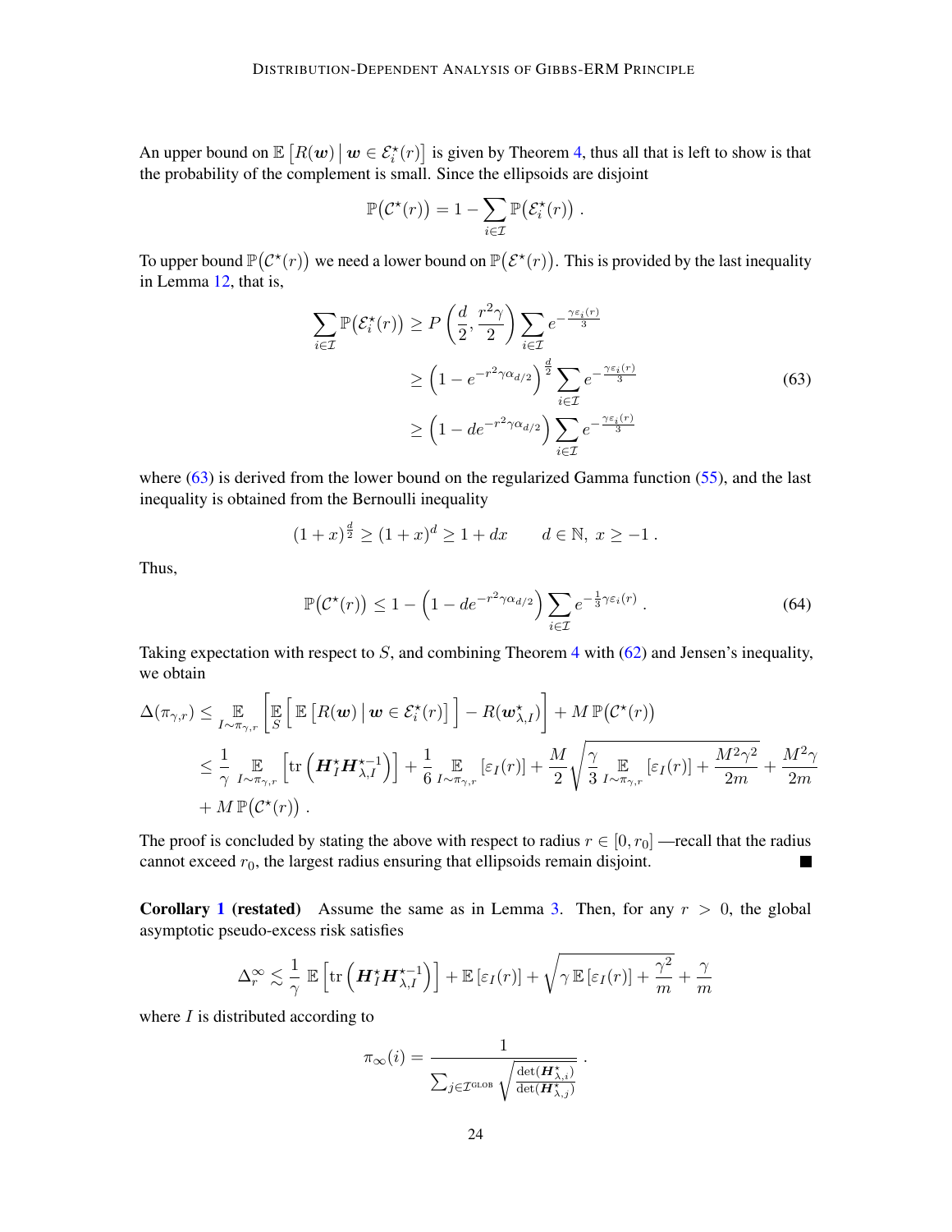An upper bound on $\mathbb{E}\left[R(\boldsymbol{w}) \,\middle|\, \boldsymbol{w} \in \mathcal{E}_i^\star(r)\right]$ is given by Theorem 4, thus all that is left to show is that the probability of the complement is small. Since the ellipsoids are disjoint

$$\mathbb{P}\big(\mathcal{C}^\star(r)\big) = 1 - \sum_{i \in \mathcal{I}} \mathbb{P}\big(\mathcal{E}_i^\star(r)\big) \,.$$

To upper bound $\mathbb{P}\big(\mathcal{C}^\star(r)\big)$ we need a lower bound on $\mathbb{P}\big(\mathcal{E}^\star(r)\big)$. This is provided by the last inequality in Lemma 12, that is,

$$\begin{aligned}
\sum_{i \in \mathcal{I}} \mathbb{P}\big(\mathcal{E}_i^\star(r)\big) &\geq P\left(\frac{d}{2}, \frac{r^2\gamma}{2}\right) \sum_{i \in \mathcal{I}} e^{-\frac{\gamma \varepsilon_i(r)}{3}} \\
&\geq \left(1 - e^{-r^2\gamma\alpha_{d/2}}\right)^{\frac{d}{2}} \sum_{i \in \mathcal{I}} e^{-\frac{\gamma \varepsilon_i(r)}{3}} \qquad (63)\\
&\geq \left(1 - de^{-r^2\gamma\alpha_{d/2}}\right) \sum_{i \in \mathcal{I}} e^{-\frac{\gamma \varepsilon_i(r)}{3}}
\end{aligned}$$

where (63) is derived from the lower bound on the regularized Gamma function (55), and the last inequality is obtained from the Bernoulli inequality

$$(1+x)^{\frac{d}{2}} \geq (1+x)^d \geq 1 + dx \qquad d \in \mathbb{N},\ x \geq -1 \,.$$

Thus,

$$\mathbb{P}\big(\mathcal{C}^\star(r)\big) \leq 1 - \left(1 - de^{-r^2\gamma\alpha_{d/2}}\right) \sum_{i \in \mathcal{I}} e^{-\frac{1}{3}\gamma\varepsilon_i(r)} \,. \qquad (64)$$

Taking expectation with respect to $S$, and combining Theorem 4 with (62) and Jensen's inequality, we obtain

$$\begin{aligned}
\Delta(\pi_{\gamma,r}) &\leq \mathop{\mathbb{E}}_{I \sim \pi_{\gamma,r}}\left[\mathop{\mathbb{E}}_{S}\Big[\, \mathbb{E}\left[R(\boldsymbol{w}) \,\middle|\, \boldsymbol{w} \in \mathcal{E}_i^\star(r)\right] \Big] - R(\boldsymbol{w}_{\lambda,I}^\star)\right] + M\,\mathbb{P}\big(\mathcal{C}^\star(r)\big) \\
&\leq \frac{1}{\gamma} \mathop{\mathbb{E}}_{I \sim \pi_{\gamma,r}}\left[\operatorname{tr}\left(\boldsymbol{H}_I^\star \boldsymbol{H}_{\lambda,I}^{\star -1}\right)\right] + \frac{1}{6} \mathop{\mathbb{E}}_{I \sim \pi_{\gamma,r}}[\varepsilon_I(r)] + \frac{M}{2}\sqrt{\frac{\gamma}{3} \mathop{\mathbb{E}}_{I \sim \pi_{\gamma,r}}[\varepsilon_I(r)] + \frac{M^2\gamma^2}{2m}} + \frac{M^2\gamma}{2m} \\
&\quad + M\,\mathbb{P}\big(\mathcal{C}^\star(r)\big) \,.
\end{aligned}$$

The proof is concluded by stating the above with respect to radius $r \in [0, r_0]$ —recall that the radius cannot exceed $r_0$, the largest radius ensuring that ellipsoids remain disjoint. ∎

**Corollary 1 (restated)** Assume the same as in Lemma 3. Then, for any $r > 0$, the global asymptotic pseudo-excess risk satisfies

$$\Delta_r^\infty \lesssim \frac{1}{\gamma}\, \mathbb{E}\left[\operatorname{tr}\left(\boldsymbol{H}_I^\star \boldsymbol{H}_{\lambda,I}^{\star -1}\right)\right] + \mathbb{E}\left[\varepsilon_I(r)\right] + \sqrt{\gamma\, \mathbb{E}\left[\varepsilon_I(r)\right] + \frac{\gamma^2}{m}} + \frac{\gamma}{m}$$

where $I$ is distributed according to

$$\pi_\infty(i) = \frac{1}{\sum_{j \in \mathcal{I}^{\text{GLOB}}} \sqrt{\frac{\det(\boldsymbol{H}_{\lambda,i}^\star)}{\det(\boldsymbol{H}_{\lambda,j}^\star)}}} \,.$$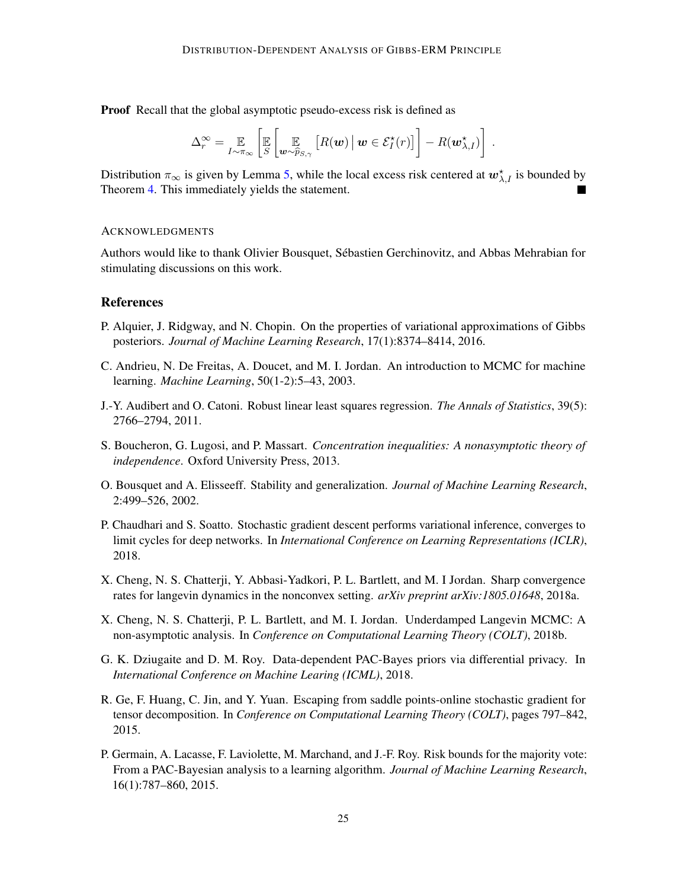**Proof** Recall that the global asymptotic pseudo-excess risk is defined as

$$\Delta_r^\infty = \mathop{\mathbb{E}}_{I \sim \pi_\infty} \left[ \mathop{\mathbb{E}}_{S} \left[ \mathop{\mathbb{E}}_{\boldsymbol{w} \sim \widehat{p}_{S,\gamma}} \left[ R(\boldsymbol{w}) \,\middle|\, \boldsymbol{w} \in \mathcal{E}_I^\star(r) \right] \right] - R(\boldsymbol{w}_{\lambda,I}^\star) \right] .$$

Distribution $\pi_\infty$ is given by Lemma 5, while the local excess risk centered at $\boldsymbol{w}_{\lambda,I}^\star$ is bounded by Theorem 4. This immediately yields the statement. ∎

#### Acknowledgments

Authors would like to thank Olivier Bousquet, Sébastien Gerchinovitz, and Abbas Mehrabian for stimulating discussions on this work.

## References

P. Alquier, J. Ridgway, and N. Chopin. On the properties of variational approximations of Gibbs posteriors. *Journal of Machine Learning Research*, 17(1):8374–8414, 2016.

C. Andrieu, N. De Freitas, A. Doucet, and M. I. Jordan. An introduction to MCMC for machine learning. *Machine Learning*, 50(1-2):5–43, 2003.

J.-Y. Audibert and O. Catoni. Robust linear least squares regression. *The Annals of Statistics*, 39(5): 2766–2794, 2011.

S. Boucheron, G. Lugosi, and P. Massart. *Concentration inequalities: A nonasymptotic theory of independence*. Oxford University Press, 2013.

O. Bousquet and A. Elisseeff. Stability and generalization. *Journal of Machine Learning Research*, 2:499–526, 2002.

P. Chaudhari and S. Soatto. Stochastic gradient descent performs variational inference, converges to limit cycles for deep networks. In *International Conference on Learning Representations (ICLR)*, 2018.

X. Cheng, N. S. Chatterji, Y. Abbasi-Yadkori, P. L. Bartlett, and M. I Jordan. Sharp convergence rates for langevin dynamics in the nonconvex setting. *arXiv preprint arXiv:1805.01648*, 2018a.

X. Cheng, N. S. Chatterji, P. L. Bartlett, and M. I. Jordan. Underdamped Langevin MCMC: A non-asymptotic analysis. In *Conference on Computational Learning Theory (COLT)*, 2018b.

G. K. Dziugaite and D. M. Roy. Data-dependent PAC-Bayes priors via differential privacy. In *International Conference on Machine Learing (ICML)*, 2018.

R. Ge, F. Huang, C. Jin, and Y. Yuan. Escaping from saddle points-online stochastic gradient for tensor decomposition. In *Conference on Computational Learning Theory (COLT)*, pages 797–842, 2015.

P. Germain, A. Lacasse, F. Laviolette, M. Marchand, and J.-F. Roy. Risk bounds for the majority vote: From a PAC-Bayesian analysis to a learning algorithm. *Journal of Machine Learning Research*, 16(1):787–860, 2015.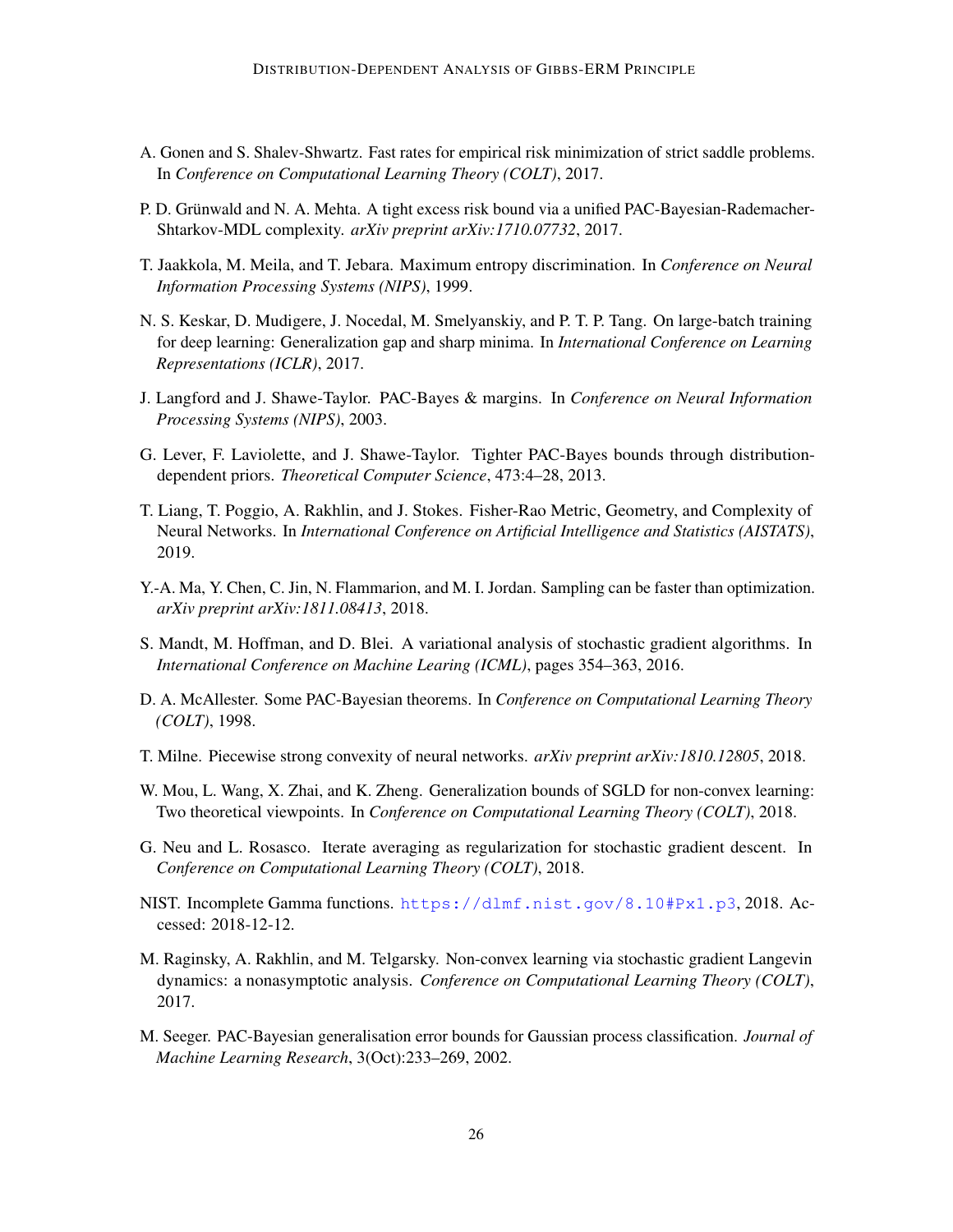A. Gonen and S. Shalev-Shwartz. Fast rates for empirical risk minimization of strict saddle problems. In *Conference on Computational Learning Theory (COLT)*, 2017.

P. D. Grünwald and N. A. Mehta. A tight excess risk bound via a unified PAC-Bayesian-Rademacher-Shtarkov-MDL complexity. *arXiv preprint arXiv:1710.07732*, 2017.

T. Jaakkola, M. Meila, and T. Jebara. Maximum entropy discrimination. In *Conference on Neural Information Processing Systems (NIPS)*, 1999.

N. S. Keskar, D. Mudigere, J. Nocedal, M. Smelyanskiy, and P. T. P. Tang. On large-batch training for deep learning: Generalization gap and sharp minima. In *International Conference on Learning Representations (ICLR)*, 2017.

J. Langford and J. Shawe-Taylor. PAC-Bayes & margins. In *Conference on Neural Information Processing Systems (NIPS)*, 2003.

G. Lever, F. Laviolette, and J. Shawe-Taylor. Tighter PAC-Bayes bounds through distribution-dependent priors. *Theoretical Computer Science*, 473:4–28, 2013.

T. Liang, T. Poggio, A. Rakhlin, and J. Stokes. Fisher-Rao Metric, Geometry, and Complexity of Neural Networks. In *International Conference on Artificial Intelligence and Statistics (AISTATS)*, 2019.

Y.-A. Ma, Y. Chen, C. Jin, N. Flammarion, and M. I. Jordan. Sampling can be faster than optimization. *arXiv preprint arXiv:1811.08413*, 2018.

S. Mandt, M. Hoffman, and D. Blei. A variational analysis of stochastic gradient algorithms. In *International Conference on Machine Learing (ICML)*, pages 354–363, 2016.

D. A. McAllester. Some PAC-Bayesian theorems. In *Conference on Computational Learning Theory (COLT)*, 1998.

T. Milne. Piecewise strong convexity of neural networks. *arXiv preprint arXiv:1810.12805*, 2018.

W. Mou, L. Wang, X. Zhai, and K. Zheng. Generalization bounds of SGLD for non-convex learning: Two theoretical viewpoints. In *Conference on Computational Learning Theory (COLT)*, 2018.

G. Neu and L. Rosasco. Iterate averaging as regularization for stochastic gradient descent. In *Conference on Computational Learning Theory (COLT)*, 2018.

NIST. Incomplete Gamma functions. https://dlmf.nist.gov/8.10#Px1.p3, 2018. Accessed: 2018-12-12.

M. Raginsky, A. Rakhlin, and M. Telgarsky. Non-convex learning via stochastic gradient Langevin dynamics: a nonasymptotic analysis. *Conference on Computational Learning Theory (COLT)*, 2017.

M. Seeger. PAC-Bayesian generalisation error bounds for Gaussian process classification. *Journal of Machine Learning Research*, 3(Oct):233–269, 2002.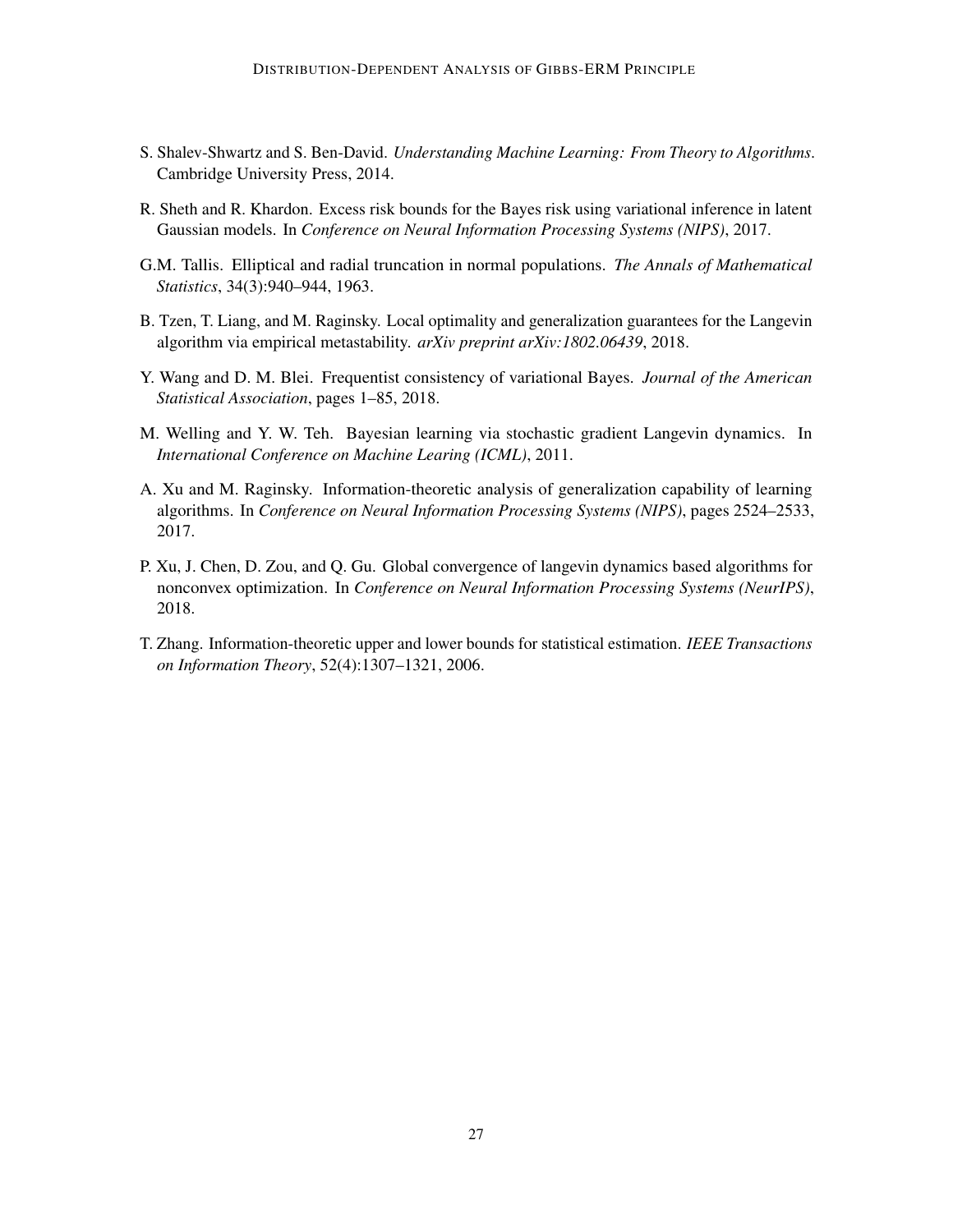S. Shalev-Shwartz and S. Ben-David. *Understanding Machine Learning: From Theory to Algorithms*. Cambridge University Press, 2014.

R. Sheth and R. Khardon. Excess risk bounds for the Bayes risk using variational inference in latent Gaussian models. In *Conference on Neural Information Processing Systems (NIPS)*, 2017.

G.M. Tallis. Elliptical and radial truncation in normal populations. *The Annals of Mathematical Statistics*, 34(3):940–944, 1963.

B. Tzen, T. Liang, and M. Raginsky. Local optimality and generalization guarantees for the Langevin algorithm via empirical metastability. *arXiv preprint arXiv:1802.06439*, 2018.

Y. Wang and D. M. Blei. Frequentist consistency of variational Bayes. *Journal of the American Statistical Association*, pages 1–85, 2018.

M. Welling and Y. W. Teh. Bayesian learning via stochastic gradient Langevin dynamics. In *International Conference on Machine Learing (ICML)*, 2011.

A. Xu and M. Raginsky. Information-theoretic analysis of generalization capability of learning algorithms. In *Conference on Neural Information Processing Systems (NIPS)*, pages 2524–2533, 2017.

P. Xu, J. Chen, D. Zou, and Q. Gu. Global convergence of langevin dynamics based algorithms for nonconvex optimization. In *Conference on Neural Information Processing Systems (NeurIPS)*, 2018.

T. Zhang. Information-theoretic upper and lower bounds for statistical estimation. *IEEE Transactions on Information Theory*, 52(4):1307–1321, 2006.